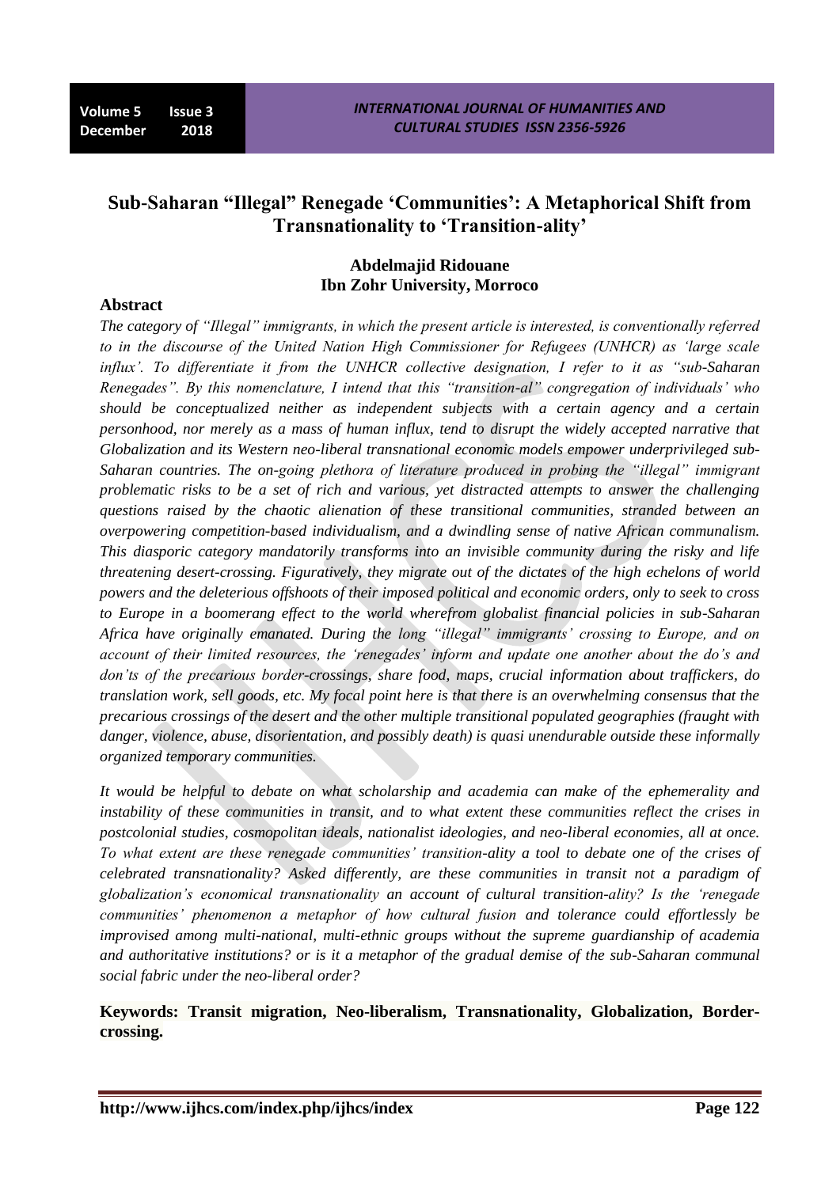# Sub-Saharan "Illegal" Renegade 'Communities': A Metaphorical Shift from Transnationality to 'Transition-ality'

**Abdelmajid Ridouane**
**Ibn Zohr University, Morroco**

## Abstract

*The category of "Illegal" immigrants, in which the present article is interested, is conventionally referred to in the discourse of the United Nation High Commissioner for Refugees (UNHCR) as 'large scale influx'. To differentiate it from the UNHCR collective designation, I refer to it as "sub-Saharan Renegades". By this nomenclature, I intend that this "transition-al" congregation of individuals' who should be conceptualized neither as independent subjects with a certain agency and a certain personhood, nor merely as a mass of human influx, tend to disrupt the widely accepted narrative that Globalization and its Western neo-liberal transnational economic models empower underprivileged sub-Saharan countries. The on-going plethora of literature produced in probing the "illegal" immigrant problematic risks to be a set of rich and various, yet distracted attempts to answer the challenging questions raised by the chaotic alienation of these transitional communities, stranded between an overpowering competition-based individualism, and a dwindling sense of native African communalism. This diasporic category mandatorily transforms into an invisible community during the risky and life threatening desert-crossing. Figuratively, they migrate out of the dictates of the high echelons of world powers and the deleterious offshoots of their imposed political and economic orders, only to seek to cross to Europe in a boomerang effect to the world wherefrom globalist financial policies in sub-Saharan Africa have originally emanated. During the long "illegal" immigrants' crossing to Europe, and on account of their limited resources, the 'renegades' inform and update one another about the do's and don'ts of the precarious border-crossings, share food, maps, crucial information about traffickers, do translation work, sell goods, etc. My focal point here is that there is an overwhelming consensus that the precarious crossings of the desert and the other multiple transitional populated geographies (fraught with danger, violence, abuse, disorientation, and possibly death) is quasi unendurable outside these informally organized temporary communities.*

*It would be helpful to debate on what scholarship and academia can make of the ephemerality and instability of these communities in transit, and to what extent these communities reflect the crises in postcolonial studies, cosmopolitan ideals, nationalist ideologies, and neo-liberal economies, all at once. To what extent are these renegade communities' transition-ality a tool to debate one of the crises of celebrated transnationality? Asked differently, are these communities in transit not a paradigm of globalization's economical transnationality an account of cultural transition-ality? Is the 'renegade communities' phenomenon a metaphor of how cultural fusion and tolerance could effortlessly be improvised among multi-national, multi-ethnic groups without the supreme guardianship of academia and authoritative institutions? or is it a metaphor of the gradual demise of the sub-Saharan communal social fabric under the neo-liberal order?*

**Keywords: Transit migration, Neo-liberalism, Transnationality, Globalization, Border-crossing.**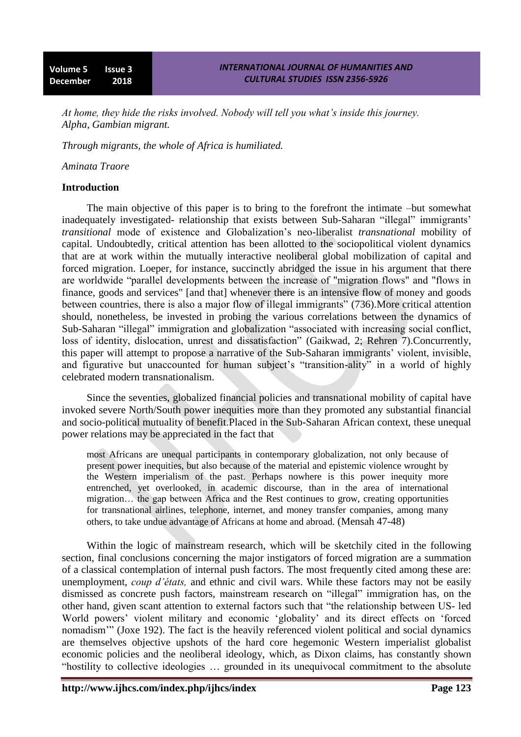*At home, they hide the risks involved. Nobody will tell you what's inside this journey. Alpha, Gambian migrant.*

*Through migrants, the whole of Africa is humiliated.*

*Aminata Traore*

**Introduction**

The main objective of this paper is to bring to the forefront the intimate –but somewhat inadequately investigated- relationship that exists between Sub-Saharan "illegal" immigrants' *transitional* mode of existence and Globalization's neo-liberalist *transnational* mobility of capital. Undoubtedly, critical attention has been allotted to the sociopolitical violent dynamics that are at work within the mutually interactive neoliberal global mobilization of capital and forced migration. Loeper, for instance, succinctly abridged the issue in his argument that there are worldwide "parallel developments between the increase of "migration flows" and "flows in finance, goods and services" [and that] whenever there is an intensive flow of money and goods between countries, there is also a major flow of illegal immigrants" (736).More critical attention should, nonetheless, be invested in probing the various correlations between the dynamics of Sub-Saharan "illegal" immigration and globalization "associated with increasing social conflict, loss of identity, dislocation, unrest and dissatisfaction" (Gaikwad, 2; Rehren 7).Concurrently, this paper will attempt to propose a narrative of the Sub-Saharan immigrants' violent, invisible, and figurative but unaccounted for human subject's "transition-ality" in a world of highly celebrated modern transnationalism.

Since the seventies, globalized financial policies and transnational mobility of capital have invoked severe North/South power inequities more than they promoted any substantial financial and socio-political mutuality of benefit.Placed in the Sub-Saharan African context, these unequal power relations may be appreciated in the fact that

> most Africans are unequal participants in contemporary globalization, not only because of present power inequities, but also because of the material and epistemic violence wrought by the Western imperialism of the past. Perhaps nowhere is this power inequity more entrenched, yet overlooked, in academic discourse, than in the area of international migration… the gap between Africa and the Rest continues to grow, creating opportunities for transnational airlines, telephone, internet, and money transfer companies, among many others, to take undue advantage of Africans at home and abroad. (Mensah 47-48)

Within the logic of mainstream research, which will be sketchily cited in the following section, final conclusions concerning the major instigators of forced migration are a summation of a classical contemplation of internal push factors. The most frequently cited among these are: unemployment, *coup d'états,* and ethnic and civil wars. While these factors may not be easily dismissed as concrete push factors, mainstream research on "illegal" immigration has, on the other hand, given scant attention to external factors such that "the relationship between US- led World powers' violent military and economic 'globality' and its direct effects on 'forced nomadism'" (Joxe 192). The fact is the heavily referenced violent political and social dynamics are themselves objective upshots of the hard core hegemonic Western imperialist globalist economic policies and the neoliberal ideology, which, as Dixon claims, has constantly shown "hostility to collective ideologies … grounded in its unequivocal commitment to the absolute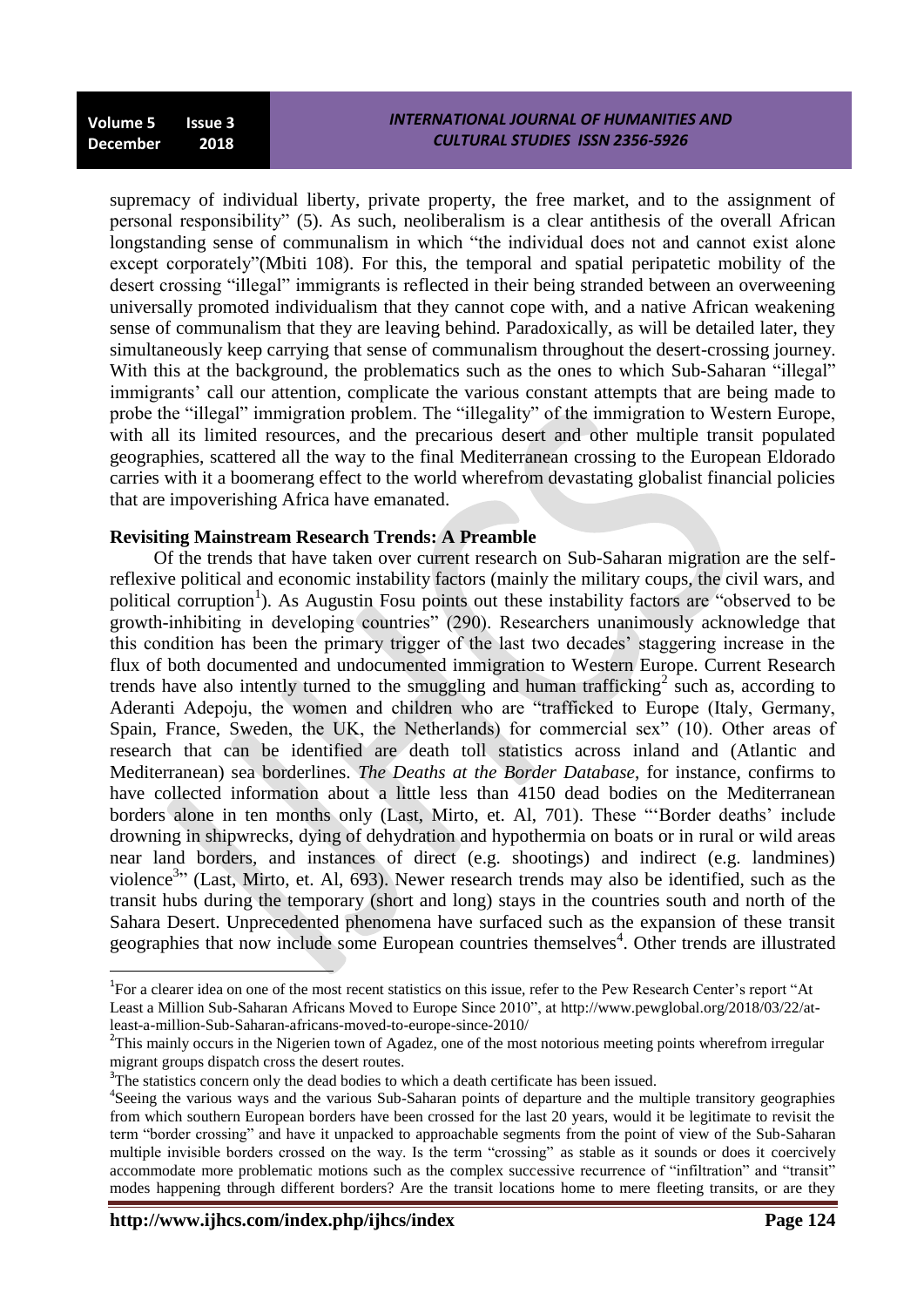supremacy of individual liberty, private property, the free market, and to the assignment of personal responsibility" (5). As such, neoliberalism is a clear antithesis of the overall African longstanding sense of communalism in which "the individual does not and cannot exist alone except corporately"(Mbiti 108). For this, the temporal and spatial peripatetic mobility of the desert crossing "illegal" immigrants is reflected in their being stranded between an overweening universally promoted individualism that they cannot cope with, and a native African weakening sense of communalism that they are leaving behind. Paradoxically, as will be detailed later, they simultaneously keep carrying that sense of communalism throughout the desert-crossing journey. With this at the background, the problematics such as the ones to which Sub-Saharan "illegal" immigrants' call our attention, complicate the various constant attempts that are being made to probe the "illegal" immigration problem. The "illegality" of the immigration to Western Europe, with all its limited resources, and the precarious desert and other multiple transit populated geographies, scattered all the way to the final Mediterranean crossing to the European Eldorado carries with it a boomerang effect to the world wherefrom devastating globalist financial policies that are impoverishing Africa have emanated.

**Revisiting Mainstream Research Trends: A Preamble**

Of the trends that have taken over current research on Sub-Saharan migration are the self-reflexive political and economic instability factors (mainly the military coups, the civil wars, and political corruption[1]). As Augustin Fosu points out these instability factors are "observed to be growth-inhibiting in developing countries" (290). Researchers unanimously acknowledge that this condition has been the primary trigger of the last two decades' staggering increase in the flux of both documented and undocumented immigration to Western Europe. Current Research trends have also intently turned to the smuggling and human trafficking[2] such as, according to Aderanti Adepoju, the women and children who are "trafficked to Europe (Italy, Germany, Spain, France, Sweden, the UK, the Netherlands) for commercial sex" (10). Other areas of research that can be identified are death toll statistics across inland and (Atlantic and Mediterranean) sea borderlines. *The Deaths at the Border Database*, for instance, confirms to have collected information about a little less than 4150 dead bodies on the Mediterranean borders alone in ten months only (Last, Mirto, et. Al, 701). These "'Border deaths' include drowning in shipwrecks, dying of dehydration and hypothermia on boats or in rural or wild areas near land borders, and instances of direct (e.g. shootings) and indirect (e.g. landmines) violence[3]" (Last, Mirto, et. Al, 693). Newer research trends may also be identified, such as the transit hubs during the temporary (short and long) stays in the countries south and north of the Sahara Desert. Unprecedented phenomena have surfaced such as the expansion of these transit geographies that now include some European countries themselves[4]. Other trends are illustrated

---

[1]For a clearer idea on one of the most recent statistics on this issue, refer to the Pew Research Center's report "At Least a Million Sub-Saharan Africans Moved to Europe Since 2010", at http://www.pewglobal.org/2018/03/22/at-least-a-million-Sub-Saharan-africans-moved-to-europe-since-2010/

[2]This mainly occurs in the Nigerien town of Agadez, one of the most notorious meeting points wherefrom irregular migrant groups dispatch cross the desert routes.

[3]The statistics concern only the dead bodies to which a death certificate has been issued.

[4]Seeing the various ways and the various Sub-Saharan points of departure and the multiple transitory geographies from which southern European borders have been crossed for the last 20 years, would it be legitimate to revisit the term "border crossing" and have it unpacked to approachable segments from the point of view of the Sub-Saharan multiple invisible borders crossed on the way. Is the term "crossing" as stable as it sounds or does it coercively accommodate more problematic motions such as the complex successive recurrence of "infiltration" and "transit" modes happening through different borders? Are the transit locations home to mere fleeting transits, or are they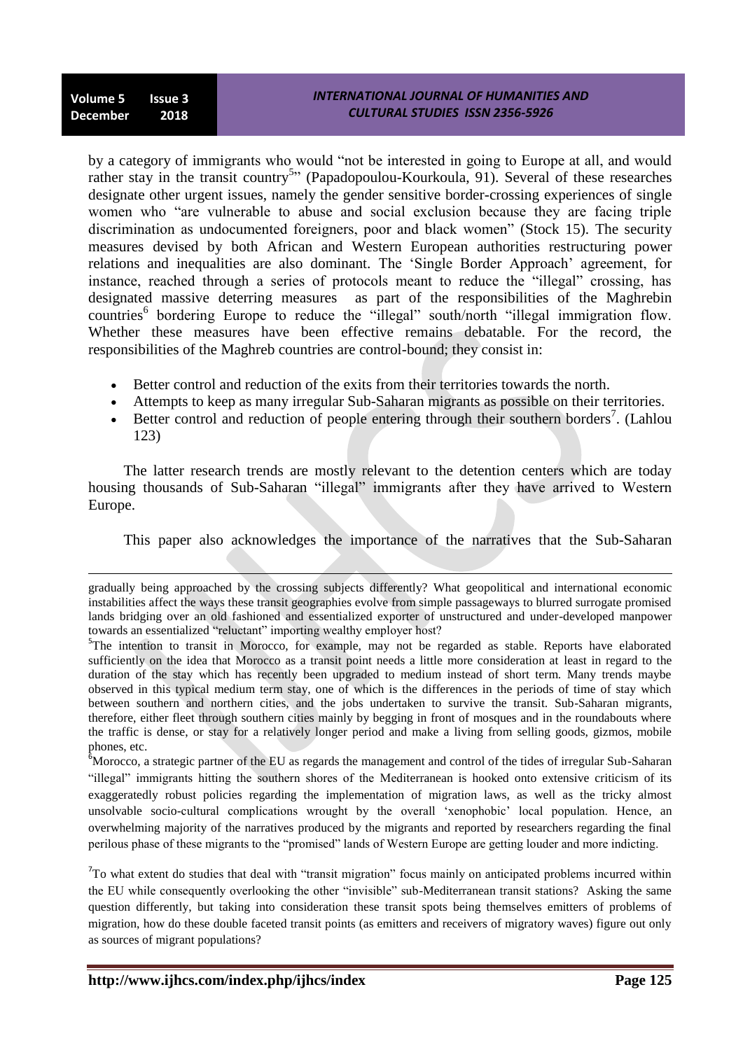by a category of immigrants who would "not be interested in going to Europe at all, and would rather stay in the transit country[5]" (Papadopoulou-Kourkoula, 91). Several of these researches designate other urgent issues, namely the gender sensitive border-crossing experiences of single women who "are vulnerable to abuse and social exclusion because they are facing triple discrimination as undocumented foreigners, poor and black women" (Stock 15). The security measures devised by both African and Western European authorities restructuring power relations and inequalities are also dominant. The 'Single Border Approach' agreement, for instance, reached through a series of protocols meant to reduce the "illegal" crossing, has designated massive deterring measures as part of the responsibilities of the Maghrebin countries[6] bordering Europe to reduce the "illegal" south/north "illegal immigration flow. Whether these measures have been effective remains debatable. For the record, the responsibilities of the Maghreb countries are control-bound; they consist in:

- Better control and reduction of the exits from their territories towards the north.
- Attempts to keep as many irregular Sub-Saharan migrants as possible on their territories.
- Better control and reduction of people entering through their southern borders[7]. (Lahlou 123)

The latter research trends are mostly relevant to the detention centers which are today housing thousands of Sub-Saharan "illegal" immigrants after they have arrived to Western Europe.

This paper also acknowledges the importance of the narratives that the Sub-Saharan

---

gradually being approached by the crossing subjects differently? What geopolitical and international economic instabilities affect the ways these transit geographies evolve from simple passageways to blurred surrogate promised lands bridging over an old fashioned and essentialized exporter of unstructured and under-developed manpower towards an essentialized "reluctant" importing wealthy employer host?

[5]The intention to transit in Morocco, for example, may not be regarded as stable. Reports have elaborated sufficiently on the idea that Morocco as a transit point needs a little more consideration at least in regard to the duration of the stay which has recently been upgraded to medium instead of short term. Many trends maybe observed in this typical medium term stay, one of which is the differences in the periods of time of stay which between southern and northern cities, and the jobs undertaken to survive the transit. Sub-Saharan migrants, therefore, either fleet through southern cities mainly by begging in front of mosques and in the roundabouts where the traffic is dense, or stay for a relatively longer period and make a living from selling goods, gizmos, mobile phones, etc.

[6]Morocco, a strategic partner of the EU as regards the management and control of the tides of irregular Sub-Saharan "illegal" immigrants hitting the southern shores of the Mediterranean is hooked onto extensive criticism of its exaggeratedly robust policies regarding the implementation of migration laws, as well as the tricky almost unsolvable socio-cultural complications wrought by the overall 'xenophobic' local population. Hence, an overwhelming majority of the narratives produced by the migrants and reported by researchers regarding the final perilous phase of these migrants to the "promised" lands of Western Europe are getting louder and more indicting.

[7]To what extent do studies that deal with "transit migration" focus mainly on anticipated problems incurred within the EU while consequently overlooking the other "invisible" sub-Mediterranean transit stations? Asking the same question differently, but taking into consideration these transit spots being themselves emitters of problems of migration, how do these double faceted transit points (as emitters and receivers of migratory waves) figure out only as sources of migrant populations?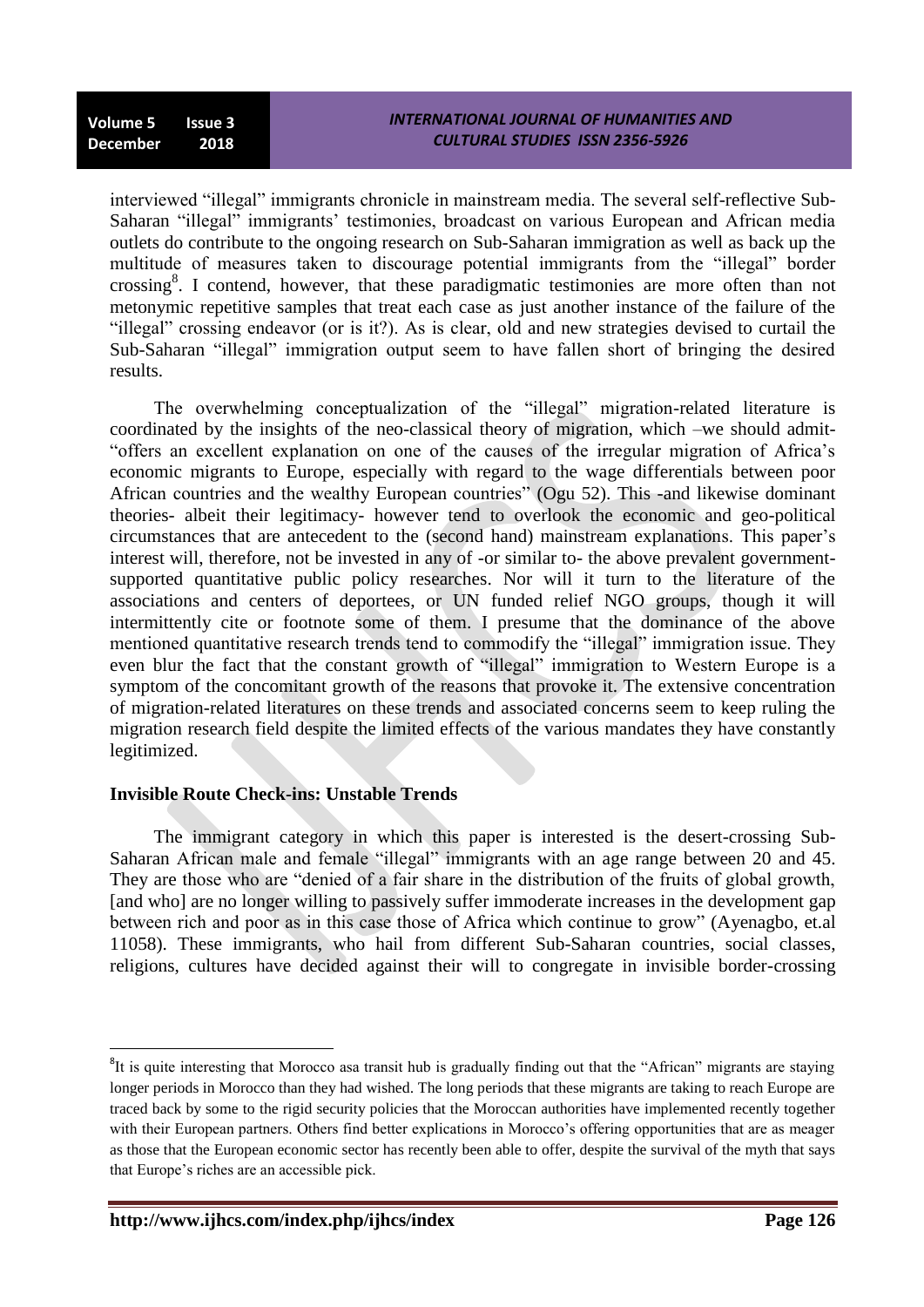interviewed "illegal" immigrants chronicle in mainstream media. The several self-reflective Sub-Saharan "illegal" immigrants' testimonies, broadcast on various European and African media outlets do contribute to the ongoing research on Sub-Saharan immigration as well as back up the multitude of measures taken to discourage potential immigrants from the "illegal" border crossing[8]. I contend, however, that these paradigmatic testimonies are more often than not metonymic repetitive samples that treat each case as just another instance of the failure of the "illegal" crossing endeavor (or is it?). As is clear, old and new strategies devised to curtail the Sub-Saharan "illegal" immigration output seem to have fallen short of bringing the desired results.

The overwhelming conceptualization of the "illegal" migration-related literature is coordinated by the insights of the neo-classical theory of migration, which –we should admit- "offers an excellent explanation on one of the causes of the irregular migration of Africa's economic migrants to Europe, especially with regard to the wage differentials between poor African countries and the wealthy European countries" (Ogu 52). This -and likewise dominant theories- albeit their legitimacy- however tend to overlook the economic and geo-political circumstances that are antecedent to the (second hand) mainstream explanations. This paper's interest will, therefore, not be invested in any of -or similar to- the above prevalent government-supported quantitative public policy researches. Nor will it turn to the literature of the associations and centers of deportees, or UN funded relief NGO groups, though it will intermittently cite or footnote some of them. I presume that the dominance of the above mentioned quantitative research trends tend to commodify the "illegal" immigration issue. They even blur the fact that the constant growth of "illegal" immigration to Western Europe is a symptom of the concomitant growth of the reasons that provoke it. The extensive concentration of migration-related literatures on these trends and associated concerns seem to keep ruling the migration research field despite the limited effects of the various mandates they have constantly legitimized.

**Invisible Route Check-ins: Unstable Trends**

The immigrant category in which this paper is interested is the desert-crossing Sub-Saharan African male and female "illegal" immigrants with an age range between 20 and 45. They are those who are "denied of a fair share in the distribution of the fruits of global growth, [and who] are no longer willing to passively suffer immoderate increases in the development gap between rich and poor as in this case those of Africa which continue to grow" (Ayenagbo, et.al 11058). These immigrants, who hail from different Sub-Saharan countries, social classes, religions, cultures have decided against their will to congregate in invisible border-crossing

---

[8]It is quite interesting that Morocco asa transit hub is gradually finding out that the "African" migrants are staying longer periods in Morocco than they had wished. The long periods that these migrants are taking to reach Europe are traced back by some to the rigid security policies that the Moroccan authorities have implemented recently together with their European partners. Others find better explications in Morocco's offering opportunities that are as meager as those that the European economic sector has recently been able to offer, despite the survival of the myth that says that Europe's riches are an accessible pick.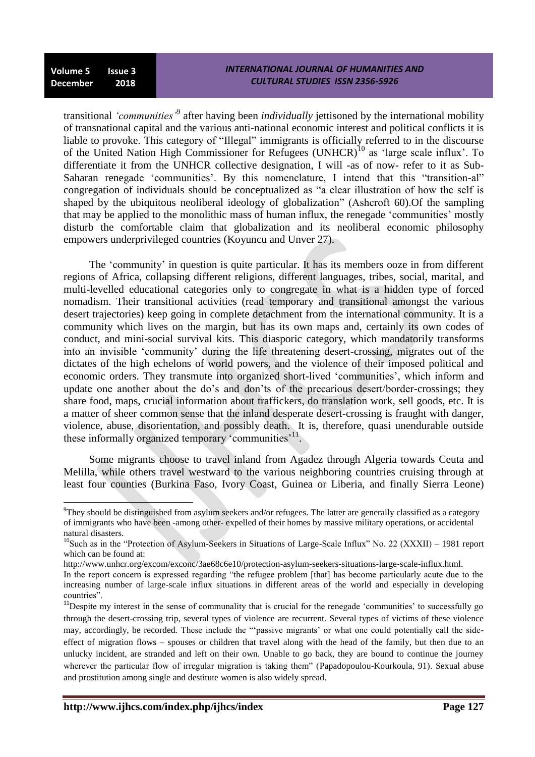transitional *'communities'*[9] after having been *individually* jettisoned by the international mobility of transnational capital and the various anti-national economic interest and political conflicts it is liable to provoke. This category of "Illegal" immigrants is officially referred to in the discourse of the United Nation High Commissioner for Refugees (UNHCR)[10] as 'large scale influx'. To differentiate it from the UNHCR collective designation, I will -as of now- refer to it as Sub-Saharan renegade 'communities'. By this nomenclature, I intend that this "transition-al" congregation of individuals should be conceptualized as "a clear illustration of how the self is shaped by the ubiquitous neoliberal ideology of globalization" (Ashcroft 60).Of the sampling that may be applied to the monolithic mass of human influx, the renegade 'communities' mostly disturb the comfortable claim that globalization and its neoliberal economic philosophy empowers underprivileged countries (Koyuncu and Unver 27).

The 'community' in question is quite particular. It has its members ooze in from different regions of Africa, collapsing different religions, different languages, tribes, social, marital, and multi-levelled educational categories only to congregate in what is a hidden type of forced nomadism. Their transitional activities (read temporary and transitional amongst the various desert trajectories) keep going in complete detachment from the international community. It is a community which lives on the margin, but has its own maps and, certainly its own codes of conduct, and mini-social survival kits. This diasporic category, which mandatorily transforms into an invisible 'community' during the life threatening desert-crossing, migrates out of the dictates of the high echelons of world powers, and the violence of their imposed political and economic orders. They transmute into organized short-lived 'communities', which inform and update one another about the do's and don'ts of the precarious desert/border-crossings; they share food, maps, crucial information about traffickers, do translation work, sell goods, etc. It is a matter of sheer common sense that the inland desperate desert-crossing is fraught with danger, violence, abuse, disorientation, and possibly death. It is, therefore, quasi unendurable outside these informally organized temporary 'communities'[11].

Some migrants choose to travel inland from Agadez through Algeria towards Ceuta and Melilla, while others travel westward to the various neighboring countries cruising through at least four counties (Burkina Faso, Ivory Coast, Guinea or Liberia, and finally Sierra Leone)

---

[9] They should be distinguished from asylum seekers and/or refugees. The latter are generally classified as a category of immigrants who have been -among other- expelled of their homes by massive military operations, or accidental natural disasters.

[10] Such as in the "Protection of Asylum-Seekers in Situations of Large-Scale Influx" No. 22 (XXXII) – 1981 report which can be found at:
http://www.unhcr.org/excom/exconc/3ae68c6e10/protection-asylum-seekers-situations-large-scale-influx.html.
In the report concern is expressed regarding "the refugee problem [that] has become particularly acute due to the increasing number of large-scale influx situations in different areas of the world and especially in developing countries".

[11] Despite my interest in the sense of communality that is crucial for the renegade 'communities' to successfully go through the desert-crossing trip, several types of violence are recurrent. Several types of victims of these violence may, accordingly, be recorded. These include the "'passive migrants' or what one could potentially call the side-effect of migration flows – spouses or children that travel along with the head of the family, but then due to an unlucky incident, are stranded and left on their own. Unable to go back, they are bound to continue the journey wherever the particular flow of irregular migration is taking them" (Papadopoulou-Kourkoula, 91). Sexual abuse and prostitution among single and destitute women is also widely spread.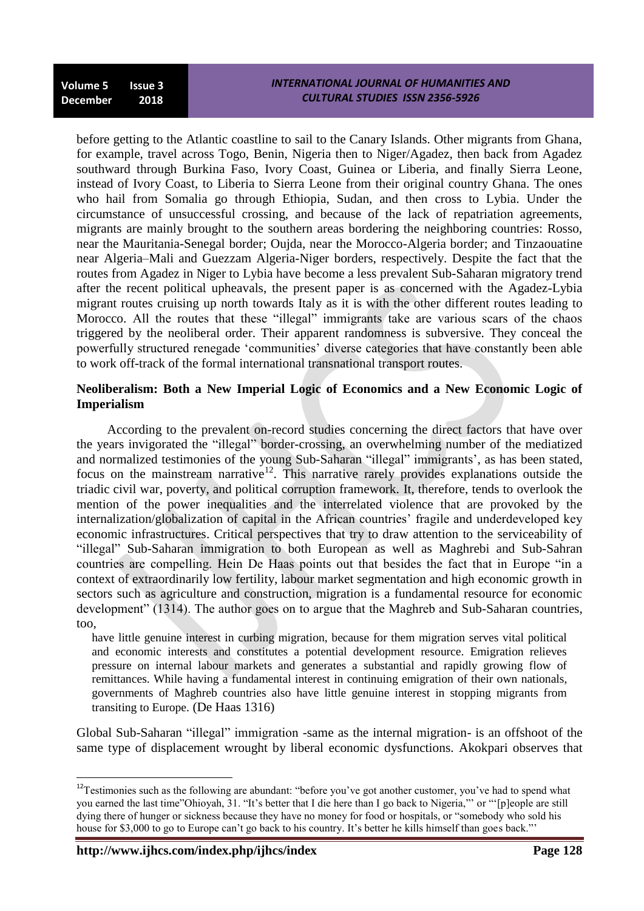before getting to the Atlantic coastline to sail to the Canary Islands. Other migrants from Ghana, for example, travel across Togo, Benin, Nigeria then to Niger/Agadez, then back from Agadez southward through Burkina Faso, Ivory Coast, Guinea or Liberia, and finally Sierra Leone, instead of Ivory Coast, to Liberia to Sierra Leone from their original country Ghana. The ones who hail from Somalia go through Ethiopia, Sudan, and then cross to Lybia. Under the circumstance of unsuccessful crossing, and because of the lack of repatriation agreements, migrants are mainly brought to the southern areas bordering the neighboring countries: Rosso, near the Mauritania-Senegal border; Oujda, near the Morocco-Algeria border; and Tinzaouatine near Algeria–Mali and Guezzam Algeria-Niger borders, respectively. Despite the fact that the routes from Agadez in Niger to Lybia have become a less prevalent Sub-Saharan migratory trend after the recent political upheavals, the present paper is as concerned with the Agadez-Lybia migrant routes cruising up north towards Italy as it is with the other different routes leading to Morocco. All the routes that these "illegal" immigrants take are various scars of the chaos triggered by the neoliberal order. Their apparent randomness is subversive. They conceal the powerfully structured renegade 'communities' diverse categories that have constantly been able to work off-track of the formal international transnational transport routes.

**Neoliberalism: Both a New Imperial Logic of Economics and a New Economic Logic of Imperialism**

According to the prevalent on-record studies concerning the direct factors that have over the years invigorated the "illegal" border-crossing, an overwhelming number of the mediatized and normalized testimonies of the young Sub-Saharan "illegal" immigrants', as has been stated, focus on the mainstream narrative[12]. This narrative rarely provides explanations outside the triadic civil war, poverty, and political corruption framework. It, therefore, tends to overlook the mention of the power inequalities and the interrelated violence that are provoked by the internalization/globalization of capital in the African countries' fragile and underdeveloped key economic infrastructures. Critical perspectives that try to draw attention to the serviceability of "illegal" Sub-Saharan immigration to both European as well as Maghrebi and Sub-Sahran countries are compelling. Hein De Haas points out that besides the fact that in Europe "in a context of extraordinarily low fertility, labour market segmentation and high economic growth in sectors such as agriculture and construction, migration is a fundamental resource for economic development" (1314). The author goes on to argue that the Maghreb and Sub-Saharan countries, too,

> have little genuine interest in curbing migration, because for them migration serves vital political and economic interests and constitutes a potential development resource. Emigration relieves pressure on internal labour markets and generates a substantial and rapidly growing flow of remittances. While having a fundamental interest in continuing emigration of their own nationals, governments of Maghreb countries also have little genuine interest in stopping migrants from transiting to Europe. (De Haas 1316)

Global Sub-Saharan "illegal" immigration -same as the internal migration- is an offshoot of the same type of displacement wrought by liberal economic dysfunctions. Akokpari observes that

---

[12] Testimonies such as the following are abundant: "before you've got another customer, you've had to spend what you earned the last time"Ohioyah, 31. "It's better that I die here than I go back to Nigeria,"' or "'[p]eople are still dying there of hunger or sickness because they have no money for food or hospitals, or "somebody who sold his house for $3,000 to go to Europe can't go back to his country. It's better he kills himself than goes back."'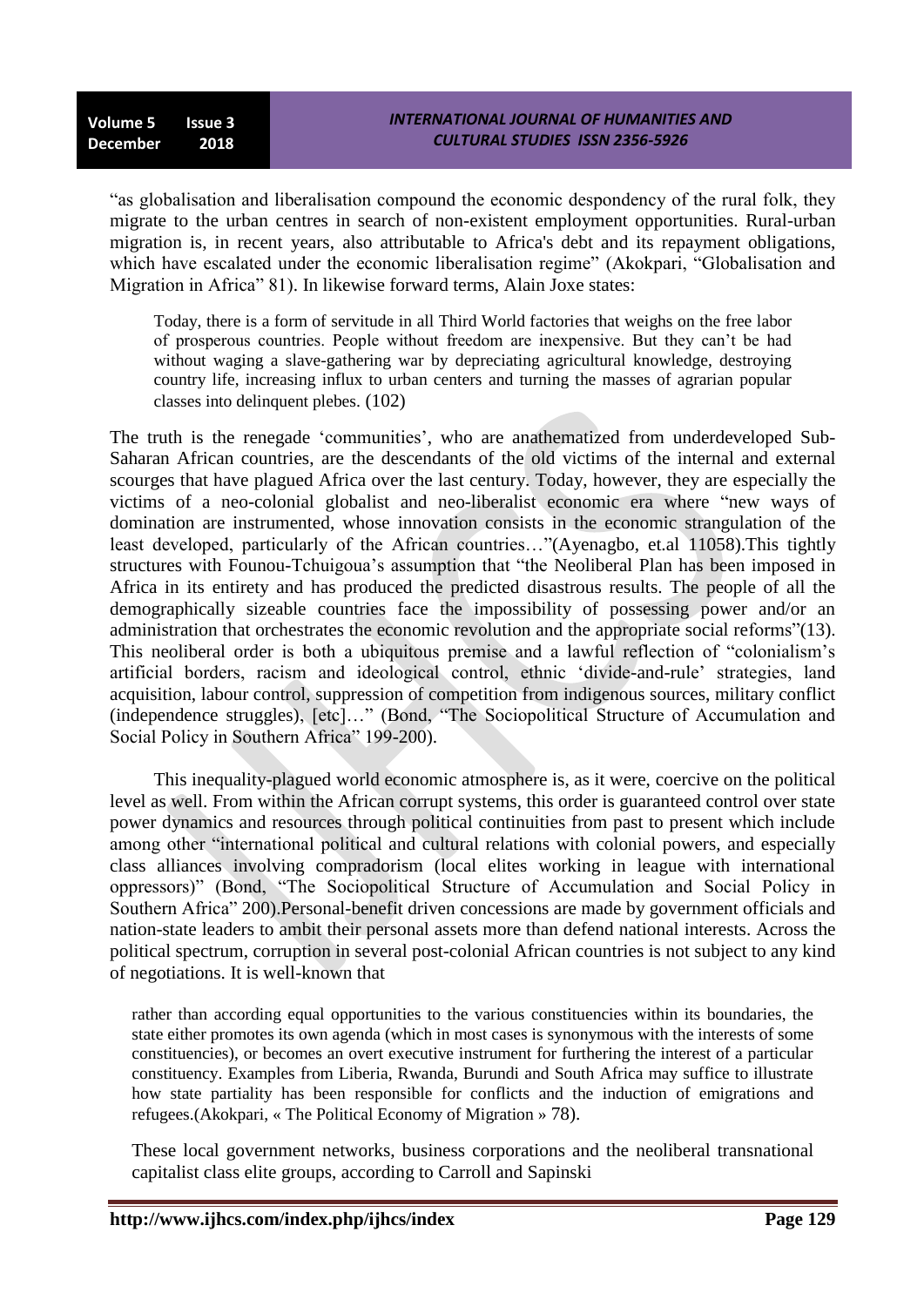"as globalisation and liberalisation compound the economic despondency of the rural folk, they migrate to the urban centres in search of non-existent employment opportunities. Rural-urban migration is, in recent years, also attributable to Africa's debt and its repayment obligations, which have escalated under the economic liberalisation regime" (Akokpari, "Globalisation and Migration in Africa" 81). In likewise forward terms, Alain Joxe states:

> Today, there is a form of servitude in all Third World factories that weighs on the free labor of prosperous countries. People without freedom are inexpensive. But they can't be had without waging a slave-gathering war by depreciating agricultural knowledge, destroying country life, increasing influx to urban centers and turning the masses of agrarian popular classes into delinquent plebes. (102)

The truth is the renegade 'communities', who are anathematized from underdeveloped Sub-Saharan African countries, are the descendants of the old victims of the internal and external scourges that have plagued Africa over the last century. Today, however, they are especially the victims of a neo-colonial globalist and neo-liberalist economic era where "new ways of domination are instrumented, whose innovation consists in the economic strangulation of the least developed, particularly of the African countries…"(Ayenagbo, et.al 11058).This tightly structures with Founou-Tchuigoua's assumption that "the Neoliberal Plan has been imposed in Africa in its entirety and has produced the predicted disastrous results. The people of all the demographically sizeable countries face the impossibility of possessing power and/or an administration that orchestrates the economic revolution and the appropriate social reforms"(13). This neoliberal order is both a ubiquitous premise and a lawful reflection of "colonialism's artificial borders, racism and ideological control, ethnic 'divide-and-rule' strategies, land acquisition, labour control, suppression of competition from indigenous sources, military conflict (independence struggles), [etc]…" (Bond, "The Sociopolitical Structure of Accumulation and Social Policy in Southern Africa" 199-200).

This inequality-plagued world economic atmosphere is, as it were, coercive on the political level as well. From within the African corrupt systems, this order is guaranteed control over state power dynamics and resources through political continuities from past to present which include among other "international political and cultural relations with colonial powers, and especially class alliances involving compradorism (local elites working in league with international oppressors)" (Bond, "The Sociopolitical Structure of Accumulation and Social Policy in Southern Africa" 200).Personal-benefit driven concessions are made by government officials and nation-state leaders to ambit their personal assets more than defend national interests. Across the political spectrum, corruption in several post-colonial African countries is not subject to any kind of negotiations. It is well-known that

> rather than according equal opportunities to the various constituencies within its boundaries, the state either promotes its own agenda (which in most cases is synonymous with the interests of some constituencies), or becomes an overt executive instrument for furthering the interest of a particular constituency. Examples from Liberia, Rwanda, Burundi and South Africa may suffice to illustrate how state partiality has been responsible for conflicts and the induction of emigrations and refugees.(Akokpari, « The Political Economy of Migration » 78).

These local government networks, business corporations and the neoliberal transnational capitalist class elite groups, according to Carroll and Sapinski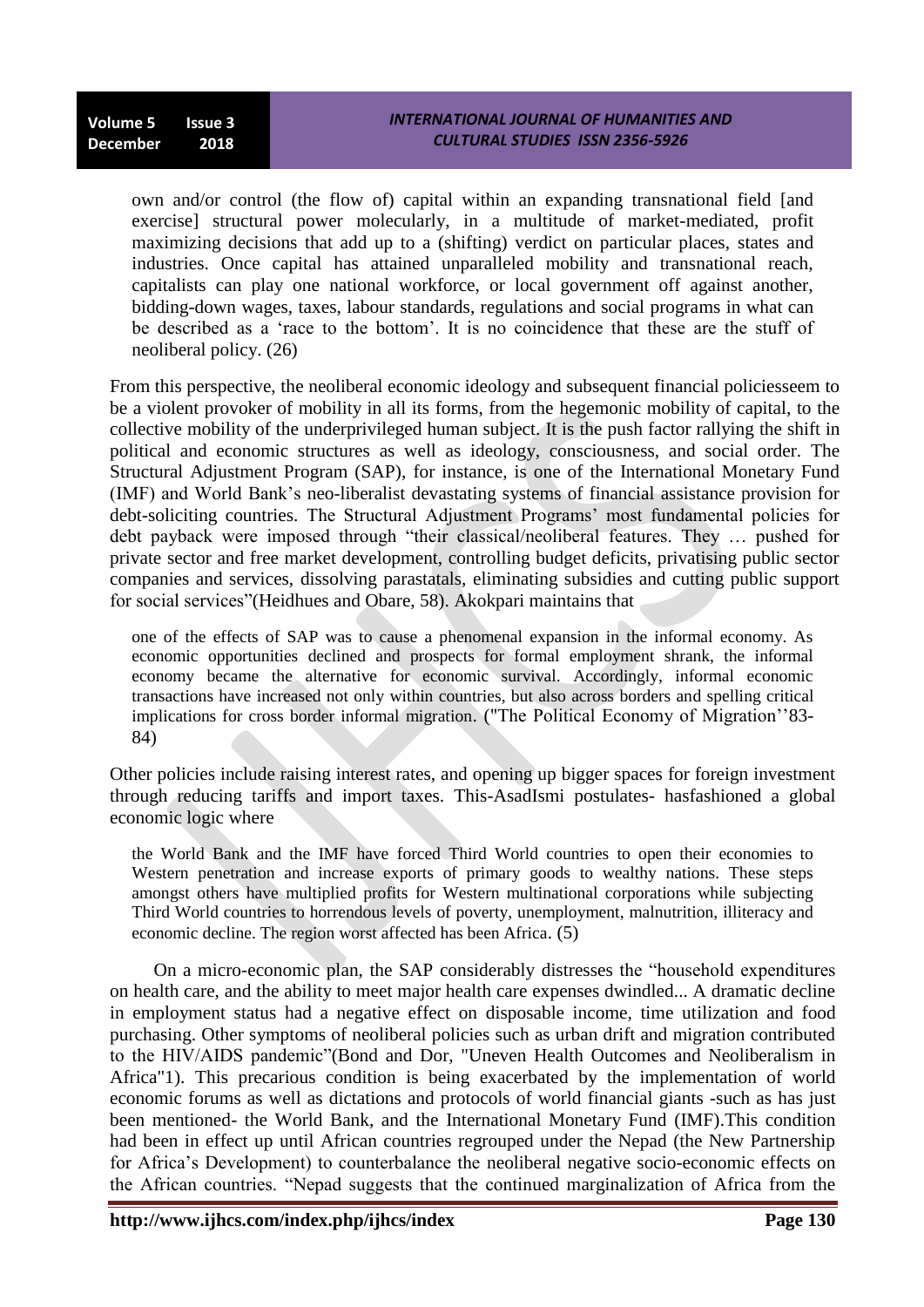> own and/or control (the flow of) capital within an expanding transnational field [and exercise] structural power molecularly, in a multitude of market-mediated, profit maximizing decisions that add up to a (shifting) verdict on particular places, states and industries. Once capital has attained unparalleled mobility and transnational reach, capitalists can play one national workforce, or local government off against another, bidding-down wages, taxes, labour standards, regulations and social programs in what can be described as a 'race to the bottom'. It is no coincidence that these are the stuff of neoliberal policy. (26)

From this perspective, the neoliberal economic ideology and subsequent financial policiesseem to be a violent provoker of mobility in all its forms, from the hegemonic mobility of capital, to the collective mobility of the underprivileged human subject. It is the push factor rallying the shift in political and economic structures as well as ideology, consciousness, and social order. The Structural Adjustment Program (SAP), for instance, is one of the International Monetary Fund (IMF) and World Bank's neo-liberalist devastating systems of financial assistance provision for debt-soliciting countries. The Structural Adjustment Programs' most fundamental policies for debt payback were imposed through "their classical/neoliberal features. They … pushed for private sector and free market development, controlling budget deficits, privatising public sector companies and services, dissolving parastatals, eliminating subsidies and cutting public support for social services"(Heidhues and Obare, 58). Akokpari maintains that

> one of the effects of SAP was to cause a phenomenal expansion in the informal economy. As economic opportunities declined and prospects for formal employment shrank, the informal economy became the alternative for economic survival. Accordingly, informal economic transactions have increased not only within countries, but also across borders and spelling critical implications for cross border informal migration. ("The Political Economy of Migration''83-84)

Other policies include raising interest rates, and opening up bigger spaces for foreign investment through reducing tariffs and import taxes. This-AsadIsmi postulates- hasfashioned a global economic logic where

> the World Bank and the IMF have forced Third World countries to open their economies to Western penetration and increase exports of primary goods to wealthy nations. These steps amongst others have multiplied profits for Western multinational corporations while subjecting Third World countries to horrendous levels of poverty, unemployment, malnutrition, illiteracy and economic decline. The region worst affected has been Africa. (5)

On a micro-economic plan, the SAP considerably distresses the "household expenditures on health care, and the ability to meet major health care expenses dwindled... A dramatic decline in employment status had a negative effect on disposable income, time utilization and food purchasing. Other symptoms of neoliberal policies such as urban drift and migration contributed to the HIV/AIDS pandemic"(Bond and Dor, "Uneven Health Outcomes and Neoliberalism in Africa"1). This precarious condition is being exacerbated by the implementation of world economic forums as well as dictations and protocols of world financial giants -such as has just been mentioned- the World Bank, and the International Monetary Fund (IMF).This condition had been in effect up until African countries regrouped under the Nepad (the New Partnership for Africa's Development) to counterbalance the neoliberal negative socio-economic effects on the African countries. "Nepad suggests that the continued marginalization of Africa from the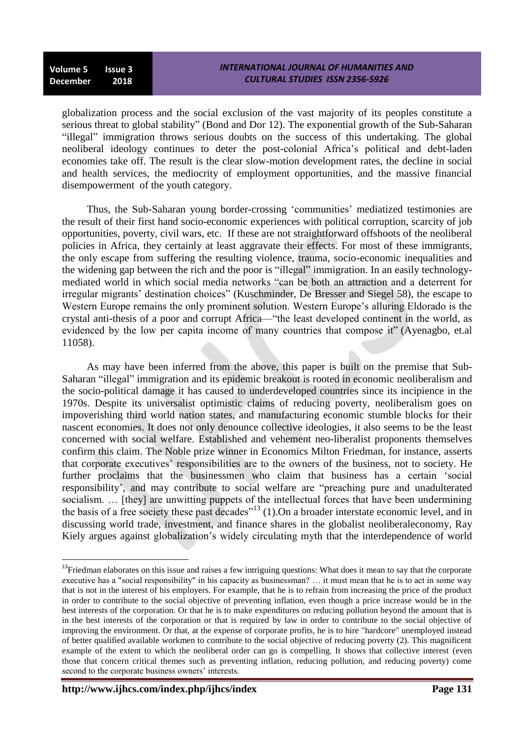globalization process and the social exclusion of the vast majority of its peoples constitute a serious threat to global stability" (Bond and Dor 12). The exponential growth of the Sub-Saharan "illegal" immigration throws serious doubts on the success of this undertaking. The global neoliberal ideology continues to deter the post-colonial Africa's political and debt-laden economies take off. The result is the clear slow-motion development rates, the decline in social and health services, the mediocrity of employment opportunities, and the massive financial disempowerment of the youth category.

Thus, the Sub-Saharan young border-crossing 'communities' mediatized testimonies are the result of their first hand socio-economic experiences with political corruption, scarcity of job opportunities, poverty, civil wars, etc. If these are not straightforward offshoots of the neoliberal policies in Africa, they certainly at least aggravate their effects. For most of these immigrants, the only escape from suffering the resulting violence, trauma, socio-economic inequalities and the widening gap between the rich and the poor is "illegal" immigration. In an easily technology-mediated world in which social media networks "can be both an attraction and a deterrent for irregular migrants' destination choices" (Kuschminder, De Bresser and Siegel 58), the escape to Western Europe remains the only prominent solution. Western Europe's alluring Eldorado is the crystal anti-thesis of a poor and corrupt Africa—"the least developed continent in the world, as evidenced by the low per capita income of many countries that compose it" (Ayenagbo, et.al 11058).

As may have been inferred from the above, this paper is built on the premise that Sub-Saharan "illegal" immigration and its epidemic breakout is rooted in economic neoliberalism and the socio-political damage it has caused to underdeveloped countries since its incipience in the 1970s. Despite its universalist optimistic claims of reducing poverty, neoliberalism goes on impoverishing third world nation states, and manufacturing economic stumble blocks for their nascent economies. It does not only denounce collective ideologies, it also seems to be the least concerned with social welfare. Established and vehement neo-liberalist proponents themselves confirm this claim. The Noble prize winner in Economics Milton Friedman, for instance, asserts that corporate executives' responsibilities are to the owners of the business, not to society. He further proclaims that the businessmen who claim that business has a certain 'social responsibility', and may contribute to social welfare are "preaching pure and unadulterated socialism. … [they] are unwitting puppets of the intellectual forces that have been undermining the basis of a free society these past decades"[13] (1).On a broader interstate economic level, and in discussing world trade, investment, and finance shares in the globalist neoliberaleconomy, Ray Kiely argues against globalization's widely circulating myth that the interdependence of world

---

[13]Friedman elaborates on this issue and raises a few intriguing questions: What does it mean to say that the corporate executive has a "social responsibility" in his capacity as businessman? … it must mean that he is to act in some way that is not in the interest of his employers. For example, that he is to refrain from increasing the price of the product in order to contribute to the social objective of preventing inflation, even though a price increase would be in the best interests of the corporation. Or that he is to make expenditures on reducing pollution beyond the amount that is in the best interests of the corporation or that is required by law in order to contribute to the social objective of improving the environment. Or that, at the expense of corporate profits, he is to hire "hardcore" unemployed instead of better qualified available workmen to contribute to the social objective of reducing poverty (2). This magnificent example of the extent to which the neoliberal order can go is compelling. It shows that collective interest (even those that concern critical themes such as preventing inflation, reducing pollution, and reducing poverty) come second to the corporate business owners' interests.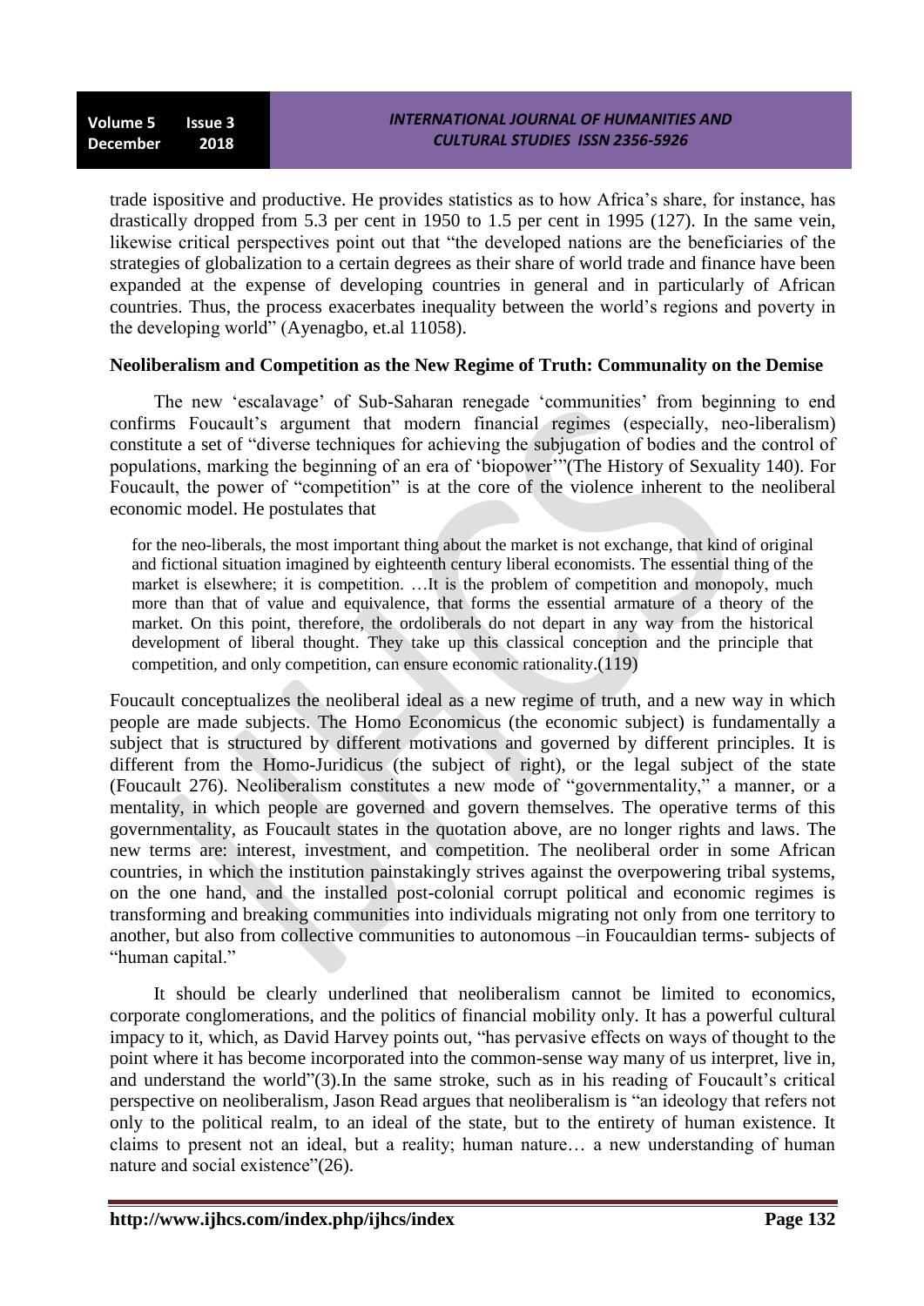trade ispositive and productive. He provides statistics as to how Africa's share, for instance, has drastically dropped from 5.3 per cent in 1950 to 1.5 per cent in 1995 (127). In the same vein, likewise critical perspectives point out that "the developed nations are the beneficiaries of the strategies of globalization to a certain degrees as their share of world trade and finance have been expanded at the expense of developing countries in general and in particularly of African countries. Thus, the process exacerbates inequality between the world's regions and poverty in the developing world" (Ayenagbo, et.al 11058).

**Neoliberalism and Competition as the New Regime of Truth: Communality on the Demise**

The new 'escalavage' of Sub-Saharan renegade 'communities' from beginning to end confirms Foucault's argument that modern financial regimes (especially, neo-liberalism) constitute a set of "diverse techniques for achieving the subjugation of bodies and the control of populations, marking the beginning of an era of 'biopower'"(The History of Sexuality 140). For Foucault, the power of "competition" is at the core of the violence inherent to the neoliberal economic model. He postulates that

> for the neo-liberals, the most important thing about the market is not exchange, that kind of original and fictional situation imagined by eighteenth century liberal economists. The essential thing of the market is elsewhere; it is competition. …It is the problem of competition and monopoly, much more than that of value and equivalence, that forms the essential armature of a theory of the market. On this point, therefore, the ordoliberals do not depart in any way from the historical development of liberal thought. They take up this classical conception and the principle that competition, and only competition, can ensure economic rationality.(119)

Foucault conceptualizes the neoliberal ideal as a new regime of truth, and a new way in which people are made subjects. The Homo Economicus (the economic subject) is fundamentally a subject that is structured by different motivations and governed by different principles. It is different from the Homo-Juridicus (the subject of right), or the legal subject of the state (Foucault 276). Neoliberalism constitutes a new mode of "governmentality," a manner, or a mentality, in which people are governed and govern themselves. The operative terms of this governmentality, as Foucault states in the quotation above, are no longer rights and laws. The new terms are: interest, investment, and competition. The neoliberal order in some African countries, in which the institution painstakingly strives against the overpowering tribal systems, on the one hand, and the installed post-colonial corrupt political and economic regimes is transforming and breaking communities into individuals migrating not only from one territory to another, but also from collective communities to autonomous –in Foucauldian terms- subjects of "human capital."

It should be clearly underlined that neoliberalism cannot be limited to economics, corporate conglomerations, and the politics of financial mobility only. It has a powerful cultural impact to it, which, as David Harvey points out, "has pervasive effects on ways of thought to the point where it has become incorporated into the common-sense way many of us interpret, live in, and understand the world"(3).In the same stroke, such as in his reading of Foucault's critical perspective on neoliberalism, Jason Read argues that neoliberalism is "an ideology that refers not only to the political realm, to an ideal of the state, but to the entirety of human existence. It claims to present not an ideal, but a reality; human nature… a new understanding of human nature and social existence"(26).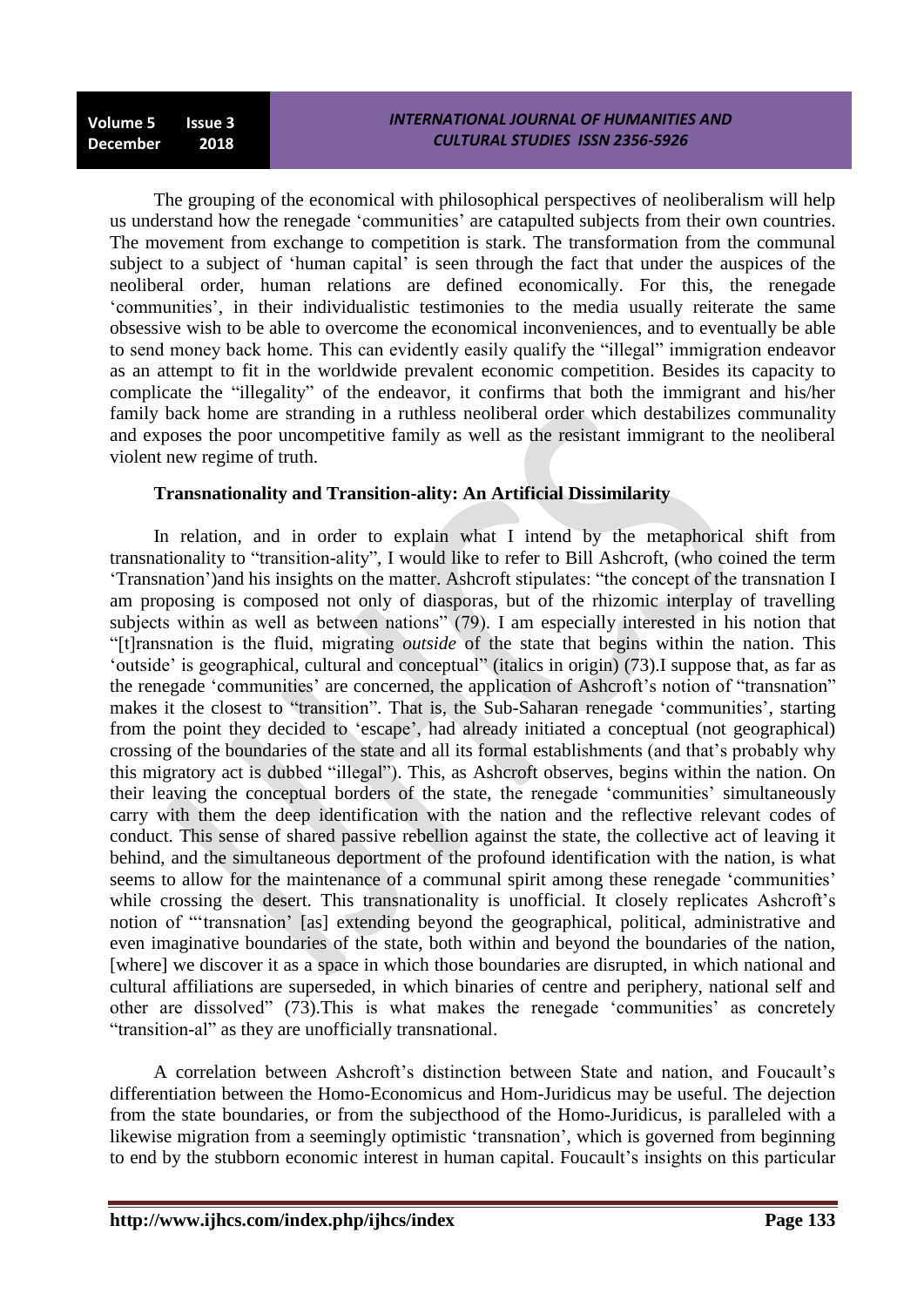The grouping of the economical with philosophical perspectives of neoliberalism will help us understand how the renegade 'communities' are catapulted subjects from their own countries. The movement from exchange to competition is stark. The transformation from the communal subject to a subject of 'human capital' is seen through the fact that under the auspices of the neoliberal order, human relations are defined economically. For this, the renegade 'communities', in their individualistic testimonies to the media usually reiterate the same obsessive wish to be able to overcome the economical inconveniences, and to eventually be able to send money back home. This can evidently easily qualify the "illegal" immigration endeavor as an attempt to fit in the worldwide prevalent economic competition. Besides its capacity to complicate the "illegality" of the endeavor, it confirms that both the immigrant and his/her family back home are stranding in a ruthless neoliberal order which destabilizes communality and exposes the poor uncompetitive family as well as the resistant immigrant to the neoliberal violent new regime of truth.

**Transnationality and Transition-ality: An Artificial Dissimilarity**

In relation, and in order to explain what I intend by the metaphorical shift from transnationality to "transition-ality", I would like to refer to Bill Ashcroft, (who coined the term 'Transnation')and his insights on the matter. Ashcroft stipulates: "the concept of the transnation I am proposing is composed not only of diasporas, but of the rhizomic interplay of travelling subjects within as well as between nations" (79). I am especially interested in his notion that "[t]ransnation is the fluid, migrating *outside* of the state that begins within the nation. This 'outside' is geographical, cultural and conceptual" (italics in origin) (73).I suppose that, as far as the renegade 'communities' are concerned, the application of Ashcroft's notion of "transnation" makes it the closest to "transition". That is, the Sub-Saharan renegade 'communities', starting from the point they decided to 'escape', had already initiated a conceptual (not geographical) crossing of the boundaries of the state and all its formal establishments (and that's probably why this migratory act is dubbed "illegal"). This, as Ashcroft observes, begins within the nation. On their leaving the conceptual borders of the state, the renegade 'communities' simultaneously carry with them the deep identification with the nation and the reflective relevant codes of conduct. This sense of shared passive rebellion against the state, the collective act of leaving it behind, and the simultaneous deportment of the profound identification with the nation, is what seems to allow for the maintenance of a communal spirit among these renegade 'communities' while crossing the desert. This transnationality is unofficial. It closely replicates Ashcroft's notion of "'transnation' [as] extending beyond the geographical, political, administrative and even imaginative boundaries of the state, both within and beyond the boundaries of the nation, [where] we discover it as a space in which those boundaries are disrupted, in which national and cultural affiliations are superseded, in which binaries of centre and periphery, national self and other are dissolved" (73).This is what makes the renegade 'communities' as concretely "transition-al" as they are unofficially transnational.

A correlation between Ashcroft's distinction between State and nation, and Foucault's differentiation between the Homo-Economicus and Hom-Juridicus may be useful. The dejection from the state boundaries, or from the subjecthood of the Homo-Juridicus, is paralleled with a likewise migration from a seemingly optimistic 'transnation', which is governed from beginning to end by the stubborn economic interest in human capital. Foucault's insights on this particular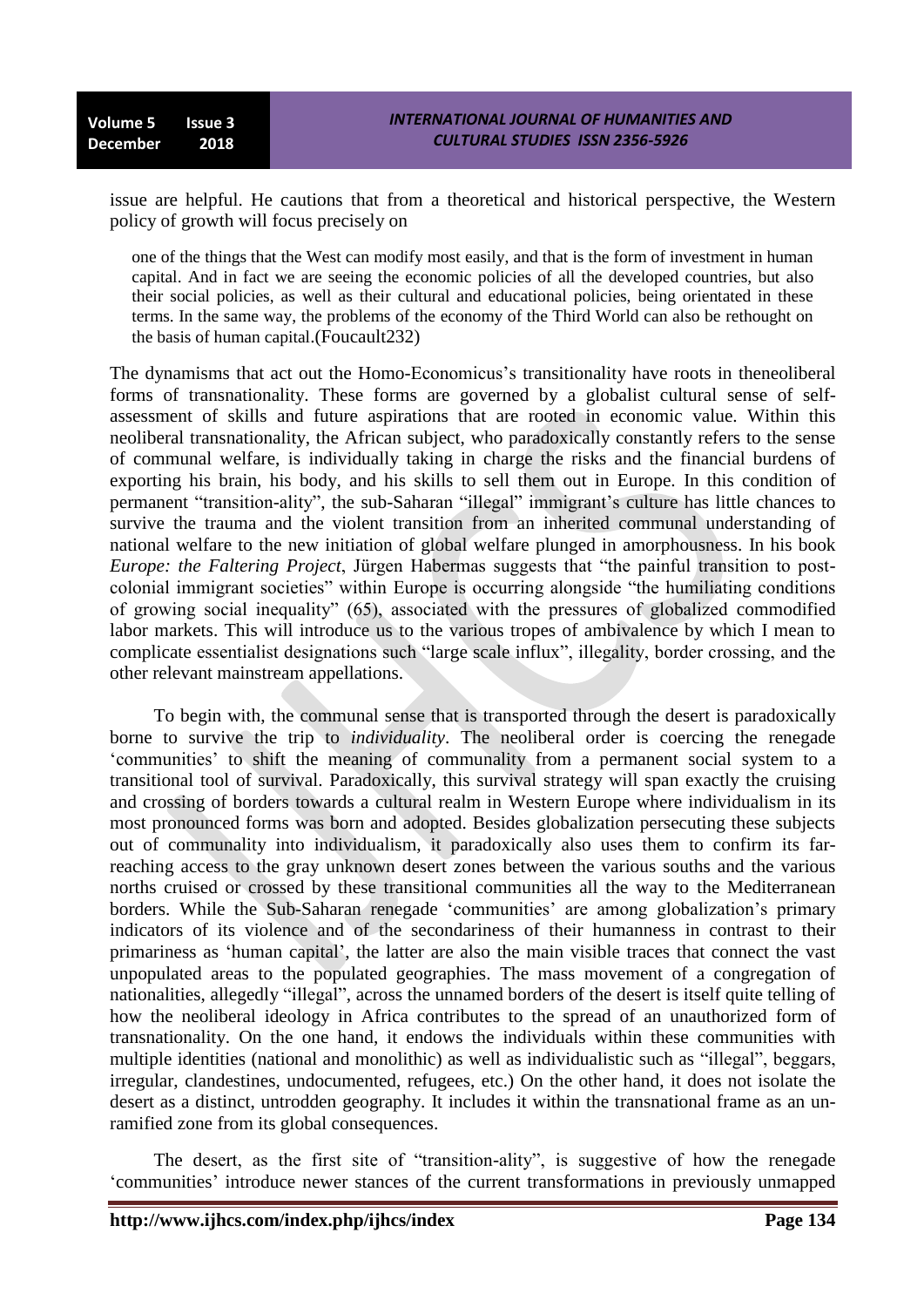issue are helpful. He cautions that from a theoretical and historical perspective, the Western policy of growth will focus precisely on

> one of the things that the West can modify most easily, and that is the form of investment in human capital. And in fact we are seeing the economic policies of all the developed countries, but also their social policies, as well as their cultural and educational policies, being orientated in these terms. In the same way, the problems of the economy of the Third World can also be rethought on the basis of human capital.(Foucault232)

The dynamisms that act out the Homo-Economicus's transitionality have roots in theneoliberal forms of transnationality. These forms are governed by a globalist cultural sense of self-assessment of skills and future aspirations that are rooted in economic value. Within this neoliberal transnationality, the African subject, who paradoxically constantly refers to the sense of communal welfare, is individually taking in charge the risks and the financial burdens of exporting his brain, his body, and his skills to sell them out in Europe. In this condition of permanent "transition-ality", the sub-Saharan "illegal" immigrant's culture has little chances to survive the trauma and the violent transition from an inherited communal understanding of national welfare to the new initiation of global welfare plunged in amorphousness. In his book *Europe: the Faltering Project*, Jürgen Habermas suggests that "the painful transition to post-colonial immigrant societies" within Europe is occurring alongside "the humiliating conditions of growing social inequality" (65), associated with the pressures of globalized commodified labor markets. This will introduce us to the various tropes of ambivalence by which I mean to complicate essentialist designations such "large scale influx", illegality, border crossing, and the other relevant mainstream appellations.

To begin with, the communal sense that is transported through the desert is paradoxically borne to survive the trip to *individuality*. The neoliberal order is coercing the renegade 'communities' to shift the meaning of communality from a permanent social system to a transitional tool of survival. Paradoxically, this survival strategy will span exactly the cruising and crossing of borders towards a cultural realm in Western Europe where individualism in its most pronounced forms was born and adopted. Besides globalization persecuting these subjects out of communality into individualism, it paradoxically also uses them to confirm its far-reaching access to the gray unknown desert zones between the various souths and the various norths cruised or crossed by these transitional communities all the way to the Mediterranean borders. While the Sub-Saharan renegade 'communities' are among globalization's primary indicators of its violence and of the secondariness of their humanness in contrast to their primariness as 'human capital', the latter are also the main visible traces that connect the vast unpopulated areas to the populated geographies. The mass movement of a congregation of nationalities, allegedly "illegal", across the unnamed borders of the desert is itself quite telling of how the neoliberal ideology in Africa contributes to the spread of an unauthorized form of transnationality. On the one hand, it endows the individuals within these communities with multiple identities (national and monolithic) as well as individualistic such as "illegal", beggars, irregular, clandestines, undocumented, refugees, etc.) On the other hand, it does not isolate the desert as a distinct, untrodden geography. It includes it within the transnational frame as an un-ramified zone from its global consequences.

The desert, as the first site of "transition-ality", is suggestive of how the renegade 'communities' introduce newer stances of the current transformations in previously unmapped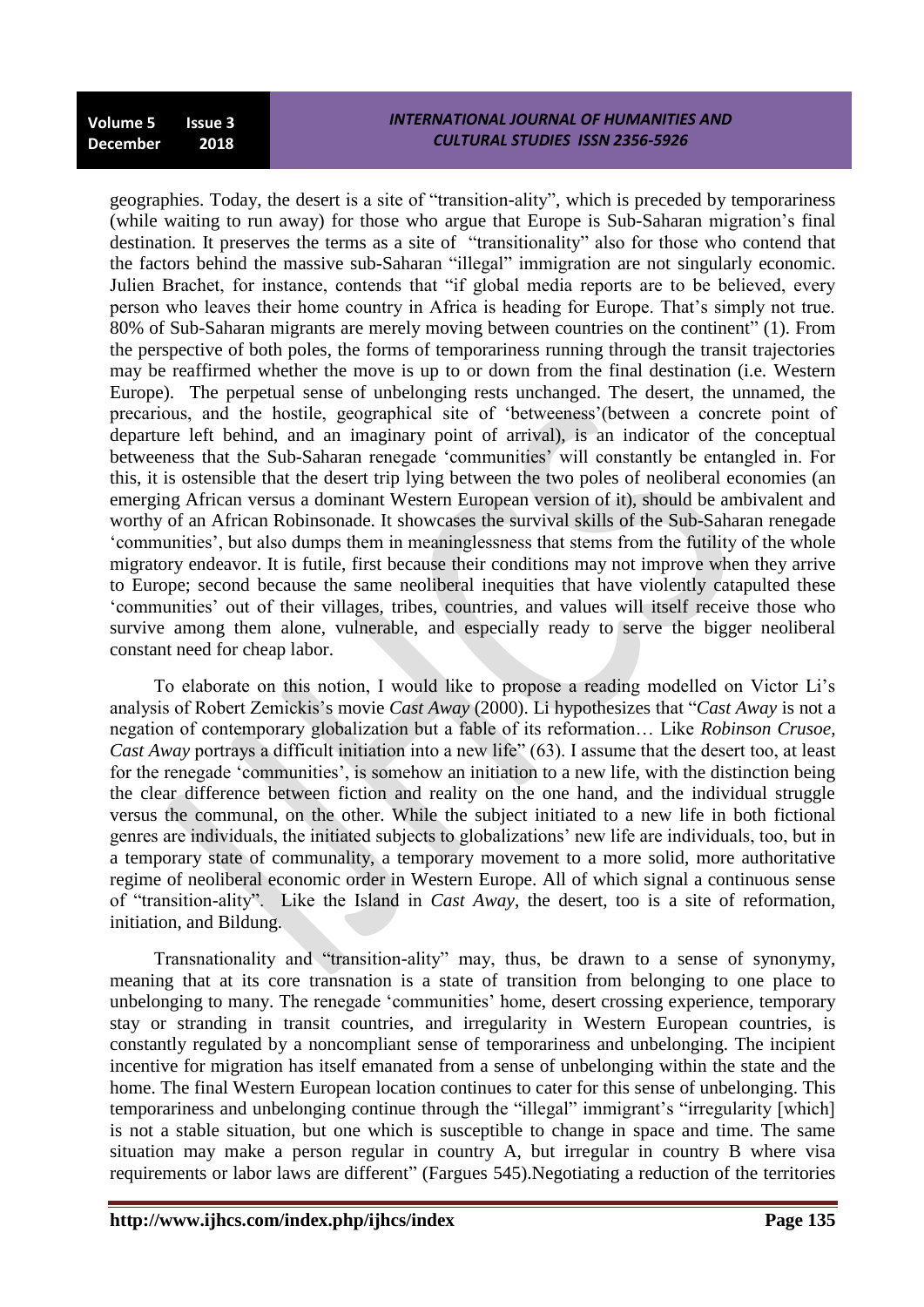geographies. Today, the desert is a site of "transition-ality", which is preceded by temporariness (while waiting to run away) for those who argue that Europe is Sub-Saharan migration's final destination. It preserves the terms as a site of "transitionality" also for those who contend that the factors behind the massive sub-Saharan "illegal" immigration are not singularly economic. Julien Brachet, for instance, contends that "if global media reports are to be believed, every person who leaves their home country in Africa is heading for Europe. That's simply not true. 80% of Sub-Saharan migrants are merely moving between countries on the continent" (1). From the perspective of both poles, the forms of temporariness running through the transit trajectories may be reaffirmed whether the move is up to or down from the final destination (i.e. Western Europe). The perpetual sense of unbelonging rests unchanged. The desert, the unnamed, the precarious, and the hostile, geographical site of 'betweeness'(between a concrete point of departure left behind, and an imaginary point of arrival), is an indicator of the conceptual betweeness that the Sub-Saharan renegade 'communities' will constantly be entangled in. For this, it is ostensible that the desert trip lying between the two poles of neoliberal economies (an emerging African versus a dominant Western European version of it), should be ambivalent and worthy of an African Robinsonade. It showcases the survival skills of the Sub-Saharan renegade 'communities', but also dumps them in meaninglessness that stems from the futility of the whole migratory endeavor. It is futile, first because their conditions may not improve when they arrive to Europe; second because the same neoliberal inequities that have violently catapulted these 'communities' out of their villages, tribes, countries, and values will itself receive those who survive among them alone, vulnerable, and especially ready to serve the bigger neoliberal constant need for cheap labor.

To elaborate on this notion, I would like to propose a reading modelled on Victor Li's analysis of Robert Zemickis's movie *Cast Away* (2000). Li hypothesizes that "*Cast Away* is not a negation of contemporary globalization but a fable of its reformation… Like *Robinson Crusoe*, *Cast Away* portrays a difficult initiation into a new life" (63). I assume that the desert too, at least for the renegade 'communities', is somehow an initiation to a new life, with the distinction being the clear difference between fiction and reality on the one hand, and the individual struggle versus the communal, on the other. While the subject initiated to a new life in both fictional genres are individuals, the initiated subjects to globalizations' new life are individuals, too, but in a temporary state of communality, a temporary movement to a more solid, more authoritative regime of neoliberal economic order in Western Europe. All of which signal a continuous sense of "transition-ality". Like the Island in *Cast Away*, the desert, too is a site of reformation, initiation, and Bildung.

Transnationality and "transition-ality" may, thus, be drawn to a sense of synonymy, meaning that at its core transnation is a state of transition from belonging to one place to unbelonging to many. The renegade 'communities' home, desert crossing experience, temporary stay or stranding in transit countries, and irregularity in Western European countries, is constantly regulated by a noncompliant sense of temporariness and unbelonging. The incipient incentive for migration has itself emanated from a sense of unbelonging within the state and the home. The final Western European location continues to cater for this sense of unbelonging. This temporariness and unbelonging continue through the "illegal" immigrant's "irregularity [which] is not a stable situation, but one which is susceptible to change in space and time. The same situation may make a person regular in country A, but irregular in country B where visa requirements or labor laws are different" (Fargues 545).Negotiating a reduction of the territories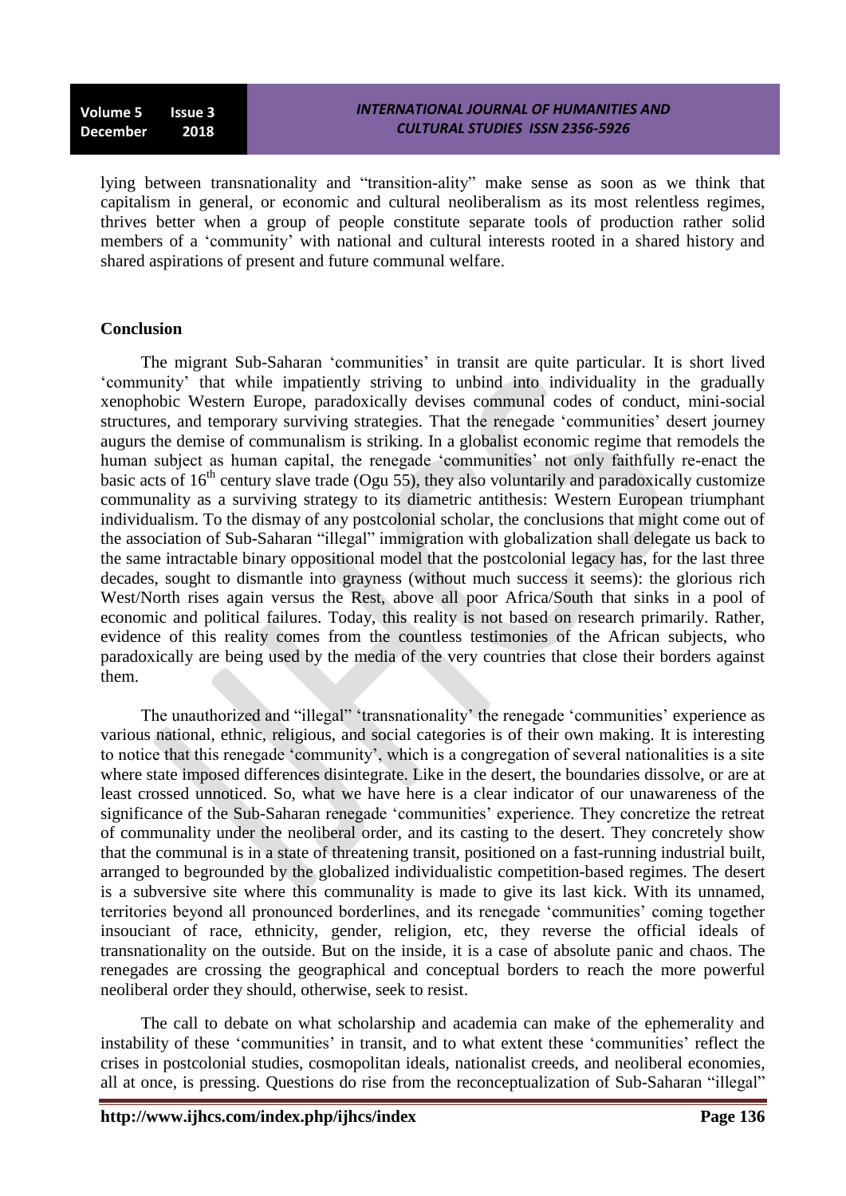lying between transnationality and "transition-ality" make sense as soon as we think that capitalism in general, or economic and cultural neoliberalism as its most relentless regimes, thrives better when a group of people constitute separate tools of production rather solid members of a 'community' with national and cultural interests rooted in a shared history and shared aspirations of present and future communal welfare.

## Conclusion

The migrant Sub-Saharan 'communities' in transit are quite particular. It is short lived 'community' that while impatiently striving to unbind into individuality in the gradually xenophobic Western Europe, paradoxically devises communal codes of conduct, mini-social structures, and temporary surviving strategies. That the renegade 'communities' desert journey augurs the demise of communalism is striking. In a globalist economic regime that remodels the human subject as human capital, the renegade 'communities' not only faithfully re-enact the basic acts of 16th century slave trade (Ogu 55), they also voluntarily and paradoxically customize communality as a surviving strategy to its diametric antithesis: Western European triumphant individualism. To the dismay of any postcolonial scholar, the conclusions that might come out of the association of Sub-Saharan "illegal" immigration with globalization shall delegate us back to the same intractable binary oppositional model that the postcolonial legacy has, for the last three decades, sought to dismantle into grayness (without much success it seems): the glorious rich West/North rises again versus the Rest, above all poor Africa/South that sinks in a pool of economic and political failures. Today, this reality is not based on research primarily. Rather, evidence of this reality comes from the countless testimonies of the African subjects, who paradoxically are being used by the media of the very countries that close their borders against them.

The unauthorized and "illegal" 'transnationality' the renegade 'communities' experience as various national, ethnic, religious, and social categories is of their own making. It is interesting to notice that this renegade 'community', which is a congregation of several nationalities is a site where state imposed differences disintegrate. Like in the desert, the boundaries dissolve, or are at least crossed unnoticed. So, what we have here is a clear indicator of our unawareness of the significance of the Sub-Saharan renegade 'communities' experience. They concretize the retreat of communality under the neoliberal order, and its casting to the desert. They concretely show that the communal is in a state of threatening transit, positioned on a fast-running industrial built, arranged to begrounded by the globalized individualistic competition-based regimes. The desert is a subversive site where this communality is made to give its last kick. With its unnamed, territories beyond all pronounced borderlines, and its renegade 'communities' coming together insouciant of race, ethnicity, gender, religion, etc, they reverse the official ideals of transnationality on the outside. But on the inside, it is a case of absolute panic and chaos. The renegades are crossing the geographical and conceptual borders to reach the more powerful neoliberal order they should, otherwise, seek to resist.

The call to debate on what scholarship and academia can make of the ephemerality and instability of these 'communities' in transit, and to what extent these 'communities' reflect the crises in postcolonial studies, cosmopolitan ideals, nationalist creeds, and neoliberal economies, all at once, is pressing. Questions do rise from the reconceptualization of Sub-Saharan "illegal"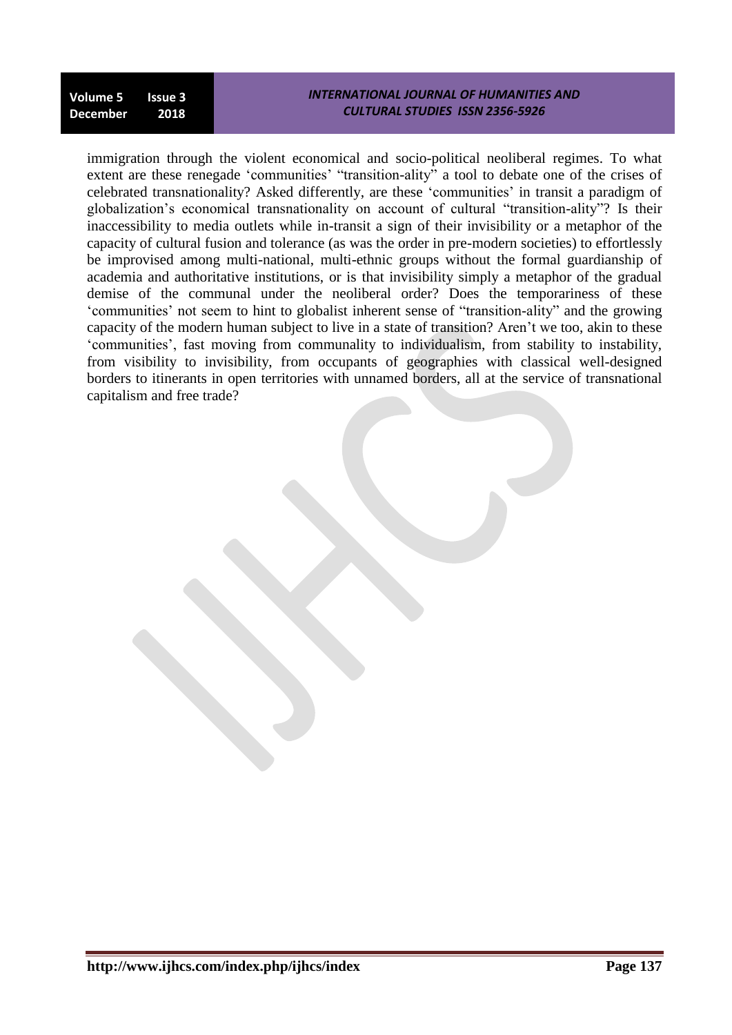immigration through the violent economical and socio-political neoliberal regimes. To what extent are these renegade 'communities' "transition-ality" a tool to debate one of the crises of celebrated transnationality? Asked differently, are these 'communities' in transit a paradigm of globalization's economical transnationality on account of cultural "transition-ality"? Is their inaccessibility to media outlets while in-transit a sign of their invisibility or a metaphor of the capacity of cultural fusion and tolerance (as was the order in pre-modern societies) to effortlessly be improvised among multi-national, multi-ethnic groups without the formal guardianship of academia and authoritative institutions, or is that invisibility simply a metaphor of the gradual demise of the communal under the neoliberal order? Does the temporariness of these 'communities' not seem to hint to globalist inherent sense of "transition-ality" and the growing capacity of the modern human subject to live in a state of transition? Aren't we too, akin to these 'communities', fast moving from communality to individualism, from stability to instability, from visibility to invisibility, from occupants of geographies with classical well-designed borders to itinerants in open territories with unnamed borders, all at the service of transnational capitalism and free trade?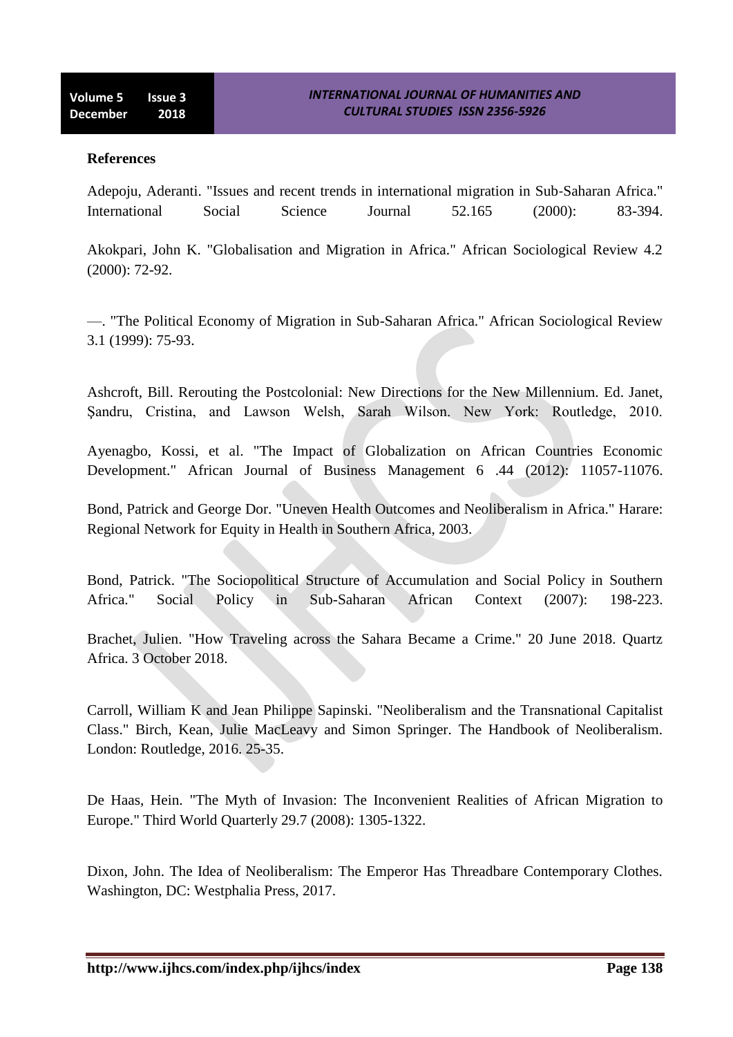**References**

Adepoju, Aderanti. "Issues and recent trends in international migration in Sub-Saharan Africa." International Social Science Journal 52.165 (2000): 83-394.

Akokpari, John K. "Globalisation and Migration in Africa." African Sociological Review 4.2 (2000): 72-92.

—. "The Political Economy of Migration in Sub-Saharan Africa." African Sociological Review 3.1 (1999): 75-93.

Ashcroft, Bill. Rerouting the Postcolonial: New Directions for the New Millennium. Ed. Janet, Şandru, Cristina, and Lawson Welsh, Sarah Wilson. New York: Routledge, 2010.

Ayenagbo, Kossi, et al. "The Impact of Globalization on African Countries Economic Development." African Journal of Business Management 6 .44 (2012): 11057-11076.

Bond, Patrick and George Dor. "Uneven Health Outcomes and Neoliberalism in Africa." Harare: Regional Network for Equity in Health in Southern Africa, 2003.

Bond, Patrick. "The Sociopolitical Structure of Accumulation and Social Policy in Southern Africa." Social Policy in Sub-Saharan African Context (2007): 198-223.

Brachet, Julien. "How Traveling across the Sahara Became a Crime." 20 June 2018. Quartz Africa. 3 October 2018.

Carroll, William K and Jean Philippe Sapinski. "Neoliberalism and the Transnational Capitalist Class." Birch, Kean, Julie MacLeavy and Simon Springer. The Handbook of Neoliberalism. London: Routledge, 2016. 25-35.

De Haas, Hein. "The Myth of Invasion: The Inconvenient Realities of African Migration to Europe." Third World Quarterly 29.7 (2008): 1305-1322.

Dixon, John. The Idea of Neoliberalism: The Emperor Has Threadbare Contemporary Clothes. Washington, DC: Westphalia Press, 2017.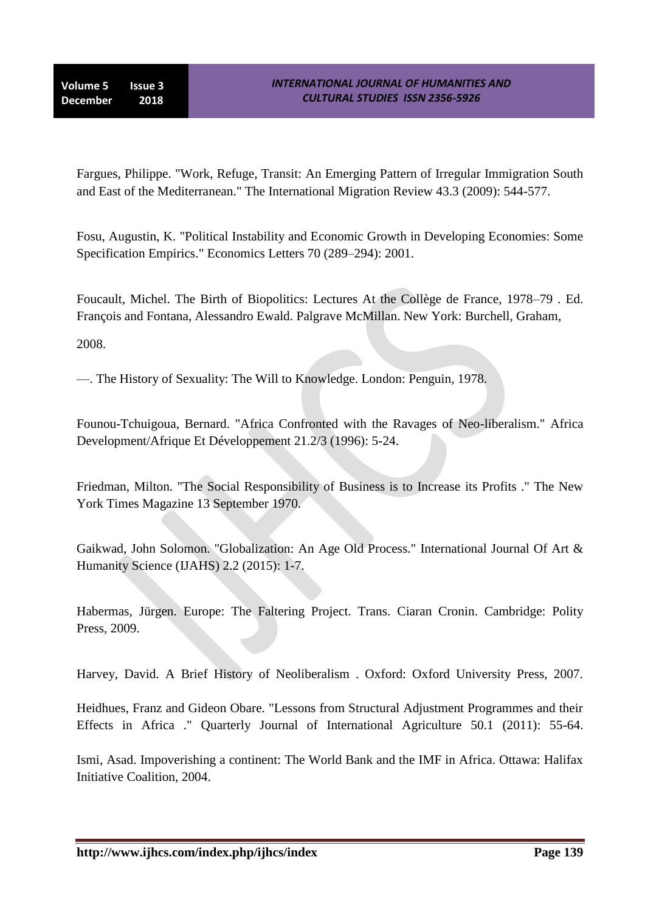Fargues, Philippe. "Work, Refuge, Transit: An Emerging Pattern of Irregular Immigration South and East of the Mediterranean." The International Migration Review 43.3 (2009): 544-577.

Fosu, Augustin, K. "Political Instability and Economic Growth in Developing Economies: Some Specification Empirics." Economics Letters 70 (289–294): 2001.

Foucault, Michel. The Birth of Biopolitics: Lectures At the Collège de France, 1978–79 . Ed. François and Fontana, Alessandro Ewald. Palgrave McMillan. New York: Burchell, Graham, 2008.

—. The History of Sexuality: The Will to Knowledge. London: Penguin, 1978.

Founou-Tchuigoua, Bernard. "Africa Confronted with the Ravages of Neo-liberalism." Africa Development/Afrique Et Développement 21.2/3 (1996): 5-24.

Friedman, Milton. "The Social Responsibility of Business is to Increase its Profits ." The New York Times Magazine 13 September 1970.

Gaikwad, John Solomon. "Globalization: An Age Old Process." International Journal Of Art & Humanity Science (IJAHS) 2.2 (2015): 1-7.

Habermas, Jürgen. Europe: The Faltering Project. Trans. Ciaran Cronin. Cambridge: Polity Press, 2009.

Harvey, David. A Brief History of Neoliberalism . Oxford: Oxford University Press, 2007.

Heidhues, Franz and Gideon Obare. "Lessons from Structural Adjustment Programmes and their Effects in Africa ." Quarterly Journal of International Agriculture 50.1 (2011): 55-64.

Ismi, Asad. Impoverishing a continent: The World Bank and the IMF in Africa. Ottawa: Halifax Initiative Coalition, 2004.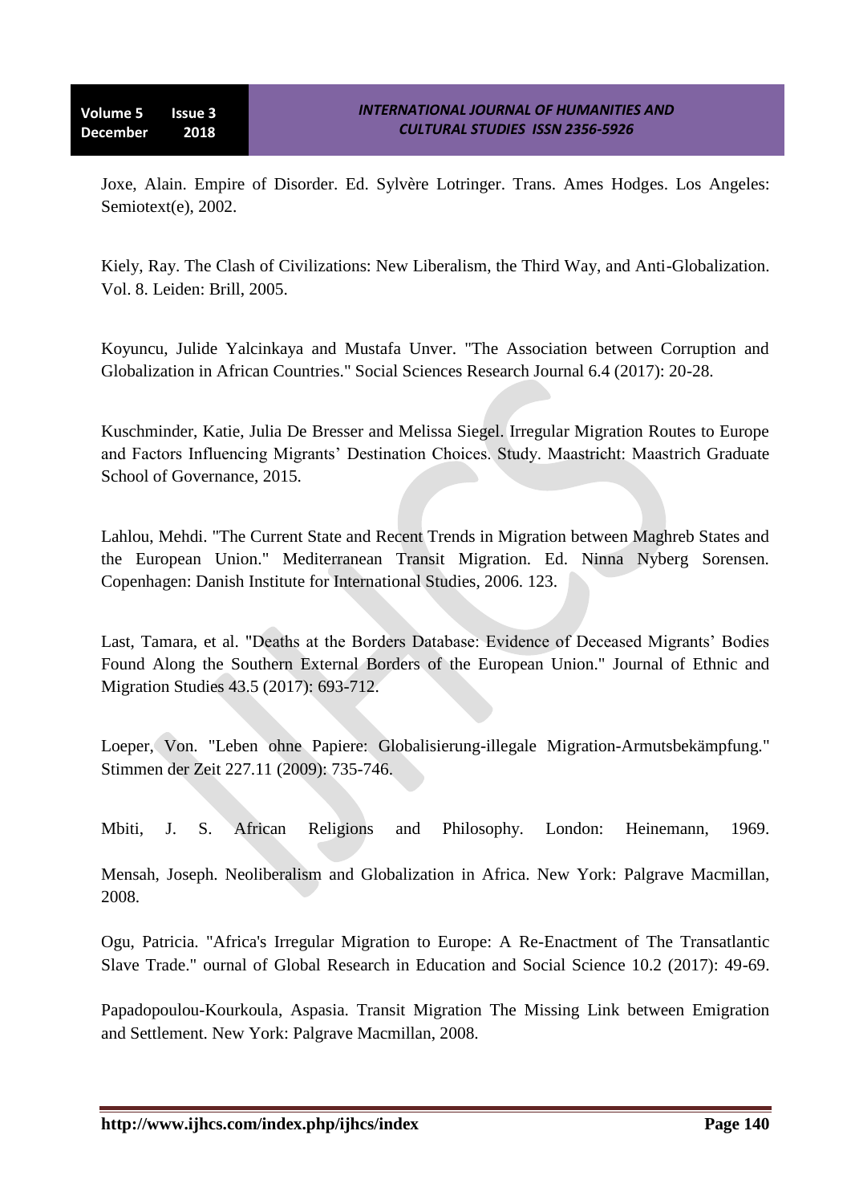Joxe, Alain. Empire of Disorder. Ed. Sylvère Lotringer. Trans. Ames Hodges. Los Angeles: Semiotext(e), 2002.

Kiely, Ray. The Clash of Civilizations: New Liberalism, the Third Way, and Anti-Globalization. Vol. 8. Leiden: Brill, 2005.

Koyuncu, Julide Yalcinkaya and Mustafa Unver. "The Association between Corruption and Globalization in African Countries." Social Sciences Research Journal 6.4 (2017): 20-28.

Kuschminder, Katie, Julia De Bresser and Melissa Siegel. Irregular Migration Routes to Europe and Factors Influencing Migrants' Destination Choices. Study. Maastricht: Maastrich Graduate School of Governance, 2015.

Lahlou, Mehdi. "The Current State and Recent Trends in Migration between Maghreb States and the European Union." Mediterranean Transit Migration. Ed. Ninna Nyberg Sorensen. Copenhagen: Danish Institute for International Studies, 2006. 123.

Last, Tamara, et al. "Deaths at the Borders Database: Evidence of Deceased Migrants' Bodies Found Along the Southern External Borders of the European Union." Journal of Ethnic and Migration Studies 43.5 (2017): 693-712.

Loeper, Von. "Leben ohne Papiere: Globalisierung-illegale Migration-Armutsbekämpfung." Stimmen der Zeit 227.11 (2009): 735-746.

Mbiti, J. S. African Religions and Philosophy. London: Heinemann, 1969.

Mensah, Joseph. Neoliberalism and Globalization in Africa. New York: Palgrave Macmillan, 2008.

Ogu, Patricia. "Africa's Irregular Migration to Europe: A Re-Enactment of The Transatlantic Slave Trade." ournal of Global Research in Education and Social Science 10.2 (2017): 49-69.

Papadopoulou-Kourkoula, Aspasia. Transit Migration The Missing Link between Emigration and Settlement. New York: Palgrave Macmillan, 2008.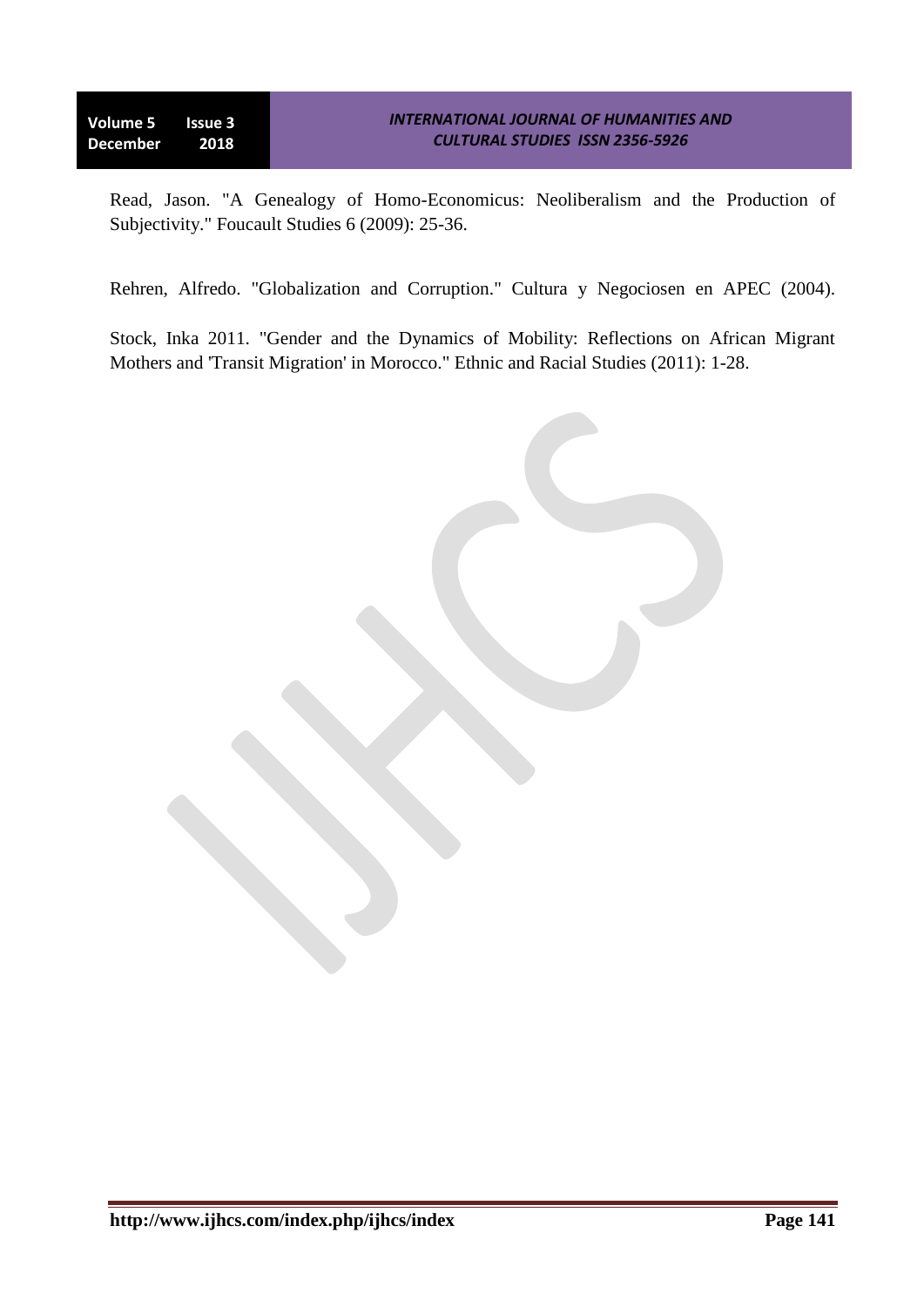Read, Jason. "A Genealogy of Homo-Economicus: Neoliberalism and the Production of Subjectivity." Foucault Studies 6 (2009): 25-36.

Rehren, Alfredo. "Globalization and Corruption." Cultura y Negociosen en APEC (2004).

Stock, Inka 2011. "Gender and the Dynamics of Mobility: Reflections on African Migrant Mothers and 'Transit Migration' in Morocco." Ethnic and Racial Studies (2011): 1-28.